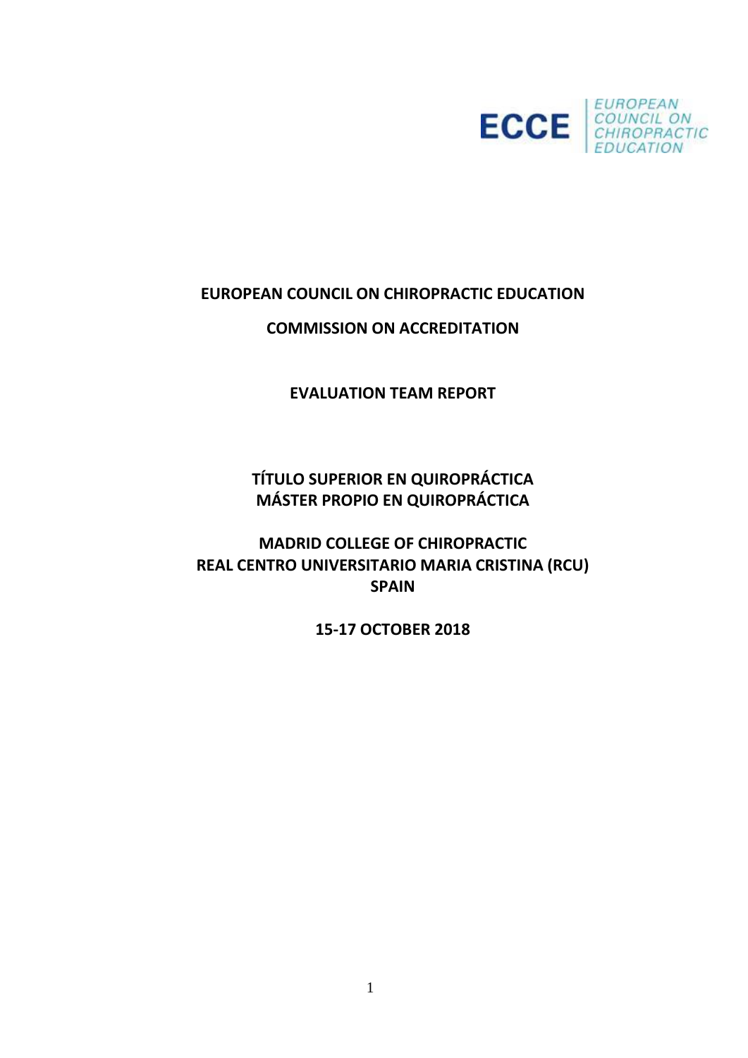ECCE | EUROPEAN COUNCIL ON CHIROPRACTIC EDUCATION

**EUROPEAN COUNCIL ON CHIROPRACTIC EDUCATION**

**COMMISSION ON ACCREDITATION**

**EVALUATION TEAM REPORT**

**TÍTULO SUPERIOR EN QUIROPRÁCTICA**
**MÁSTER PROPIO EN QUIROPRÁCTICA**

**MADRID COLLEGE OF CHIROPRACTIC**
**REAL CENTRO UNIVERSITARIO MARIA CRISTINA (RCU)**
**SPAIN**

**15-17 OCTOBER 2018**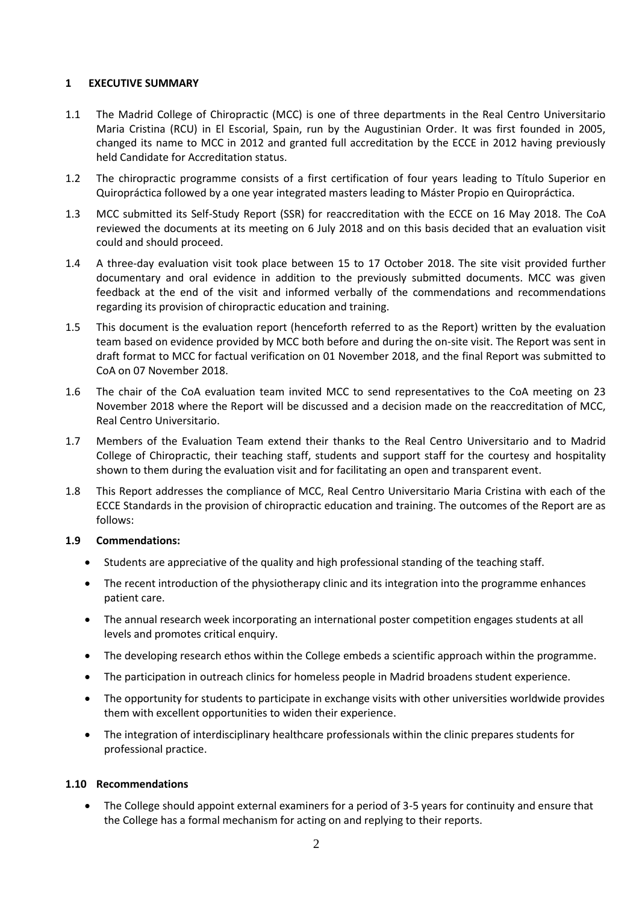## 1 EXECUTIVE SUMMARY

1.1 The Madrid College of Chiropractic (MCC) is one of three departments in the Real Centro Universitario Maria Cristina (RCU) in El Escorial, Spain, run by the Augustinian Order. It was first founded in 2005, changed its name to MCC in 2012 and granted full accreditation by the ECCE in 2012 having previously held Candidate for Accreditation status.

1.2 The chiropractic programme consists of a first certification of four years leading to Título Superior en Quiropráctica followed by a one year integrated masters leading to Máster Propio en Quiropráctica.

1.3 MCC submitted its Self-Study Report (SSR) for reaccreditation with the ECCE on 16 May 2018. The CoA reviewed the documents at its meeting on 6 July 2018 and on this basis decided that an evaluation visit could and should proceed.

1.4 A three-day evaluation visit took place between 15 to 17 October 2018. The site visit provided further documentary and oral evidence in addition to the previously submitted documents. MCC was given feedback at the end of the visit and informed verbally of the commendations and recommendations regarding its provision of chiropractic education and training.

1.5 This document is the evaluation report (henceforth referred to as the Report) written by the evaluation team based on evidence provided by MCC both before and during the on-site visit. The Report was sent in draft format to MCC for factual verification on 01 November 2018, and the final Report was submitted to CoA on 07 November 2018.

1.6 The chair of the CoA evaluation team invited MCC to send representatives to the CoA meeting on 23 November 2018 where the Report will be discussed and a decision made on the reaccreditation of MCC, Real Centro Universitario.

1.7 Members of the Evaluation Team extend their thanks to the Real Centro Universitario and to Madrid College of Chiropractic, their teaching staff, students and support staff for the courtesy and hospitality shown to them during the evaluation visit and for facilitating an open and transparent event.

1.8 This Report addresses the compliance of MCC, Real Centro Universitario Maria Cristina with each of the ECCE Standards in the provision of chiropractic education and training. The outcomes of the Report are as follows:

### 1.9 Commendations:

- Students are appreciative of the quality and high professional standing of the teaching staff.
- The recent introduction of the physiotherapy clinic and its integration into the programme enhances patient care.
- The annual research week incorporating an international poster competition engages students at all levels and promotes critical enquiry.
- The developing research ethos within the College embeds a scientific approach within the programme.
- The participation in outreach clinics for homeless people in Madrid broadens student experience.
- The opportunity for students to participate in exchange visits with other universities worldwide provides them with excellent opportunities to widen their experience.
- The integration of interdisciplinary healthcare professionals within the clinic prepares students for professional practice.

### 1.10 Recommendations

- The College should appoint external examiners for a period of 3-5 years for continuity and ensure that the College has a formal mechanism for acting on and replying to their reports.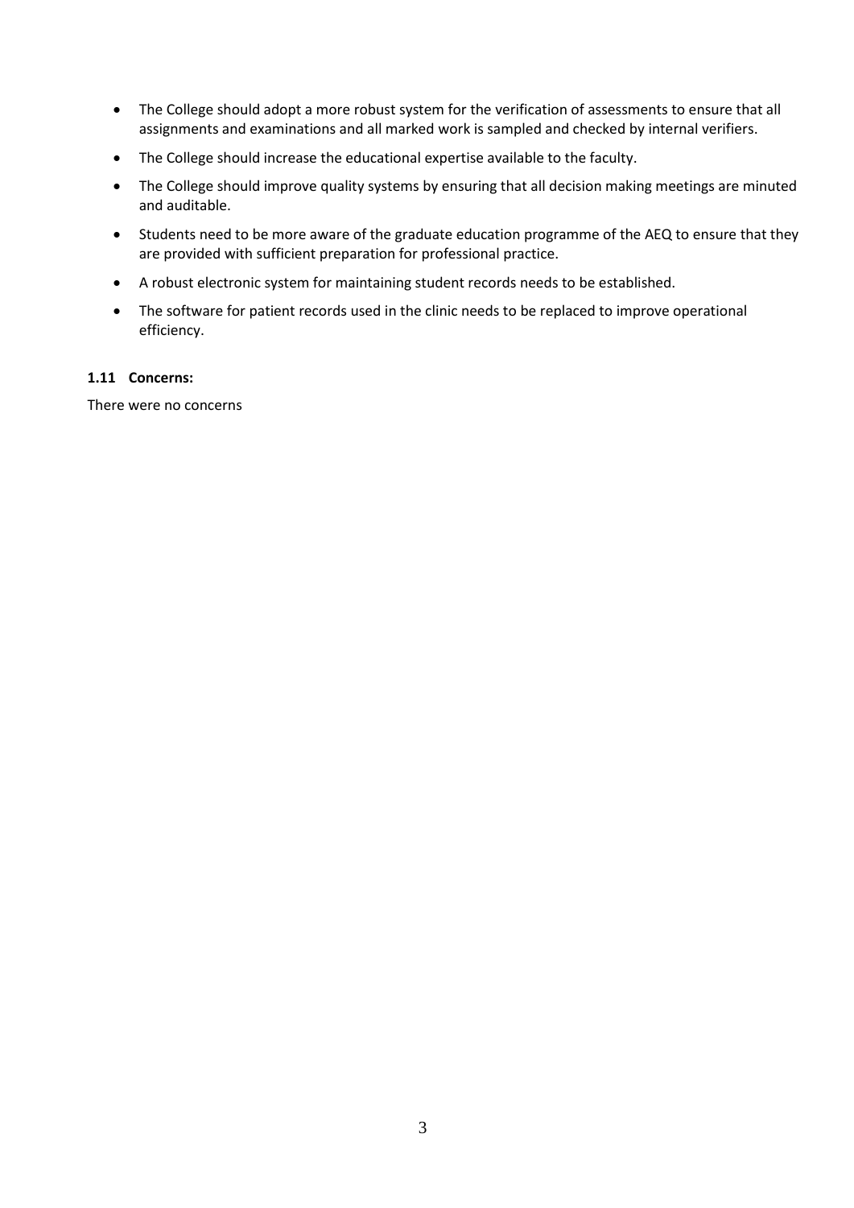- The College should adopt a more robust system for the verification of assessments to ensure that all assignments and examinations and all marked work is sampled and checked by internal verifiers.
- The College should increase the educational expertise available to the faculty.
- The College should improve quality systems by ensuring that all decision making meetings are minuted and auditable.
- Students need to be more aware of the graduate education programme of the AEQ to ensure that they are provided with sufficient preparation for professional practice.
- A robust electronic system for maintaining student records needs to be established.
- The software for patient records used in the clinic needs to be replaced to improve operational efficiency.

### 1.11 Concerns:

There were no concerns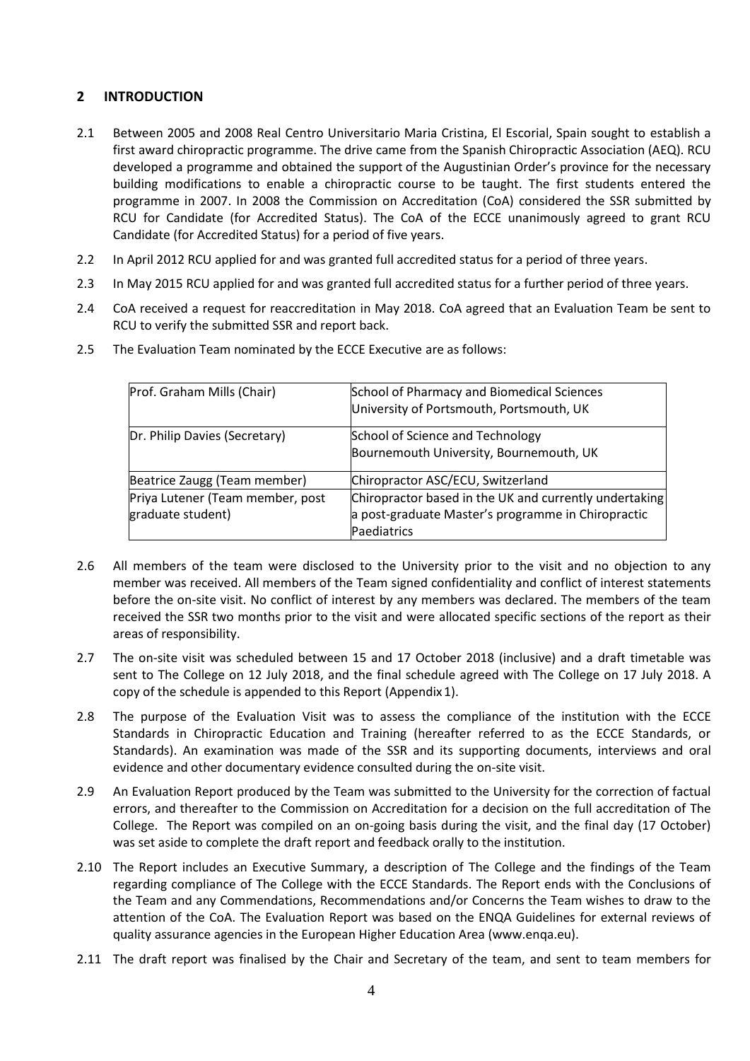## 2 INTRODUCTION

2.1 Between 2005 and 2008 Real Centro Universitario Maria Cristina, El Escorial, Spain sought to establish a first award chiropractic programme. The drive came from the Spanish Chiropractic Association (AEQ). RCU developed a programme and obtained the support of the Augustinian Order's province for the necessary building modifications to enable a chiropractic course to be taught. The first students entered the programme in 2007. In 2008 the Commission on Accreditation (CoA) considered the SSR submitted by RCU for Candidate (for Accredited Status). The CoA of the ECCE unanimously agreed to grant RCU Candidate (for Accredited Status) for a period of five years.

2.2 In April 2012 RCU applied for and was granted full accredited status for a period of three years.

2.3 In May 2015 RCU applied for and was granted full accredited status for a further period of three years.

2.4 CoA received a request for reaccreditation in May 2018. CoA agreed that an Evaluation Team be sent to RCU to verify the submitted SSR and report back.

2.5 The Evaluation Team nominated by the ECCE Executive are as follows:

| | |
|---|---|
| Prof. Graham Mills (Chair) | School of Pharmacy and Biomedical Sciences<br>University of Portsmouth, Portsmouth, UK |
| Dr. Philip Davies (Secretary) | School of Science and Technology<br>Bournemouth University, Bournemouth, UK |
| Beatrice Zaugg (Team member) | Chiropractor ASC/ECU, Switzerland |
| Priya Lutener (Team member, post graduate student) | Chiropractor based in the UK and currently undertaking a post-graduate Master's programme in Chiropractic Paediatrics |

2.6 All members of the team were disclosed to the University prior to the visit and no objection to any member was received. All members of the Team signed confidentiality and conflict of interest statements before the on-site visit. No conflict of interest by any members was declared. The members of the team received the SSR two months prior to the visit and were allocated specific sections of the report as their areas of responsibility.

2.7 The on-site visit was scheduled between 15 and 17 October 2018 (inclusive) and a draft timetable was sent to The College on 12 July 2018, and the final schedule agreed with The College on 17 July 2018. A copy of the schedule is appended to this Report (Appendix 1).

2.8 The purpose of the Evaluation Visit was to assess the compliance of the institution with the ECCE Standards in Chiropractic Education and Training (hereafter referred to as the ECCE Standards, or Standards). An examination was made of the SSR and its supporting documents, interviews and oral evidence and other documentary evidence consulted during the on-site visit.

2.9 An Evaluation Report produced by the Team was submitted to the University for the correction of factual errors, and thereafter to the Commission on Accreditation for a decision on the full accreditation of The College. The Report was compiled on an on-going basis during the visit, and the final day (17 October) was set aside to complete the draft report and feedback orally to the institution.

2.10 The Report includes an Executive Summary, a description of The College and the findings of the Team regarding compliance of The College with the ECCE Standards. The Report ends with the Conclusions of the Team and any Commendations, Recommendations and/or Concerns the Team wishes to draw to the attention of the CoA. The Evaluation Report was based on the ENQA Guidelines for external reviews of quality assurance agencies in the European Higher Education Area (www.enqa.eu).

2.11 The draft report was finalised by the Chair and Secretary of the team, and sent to team members for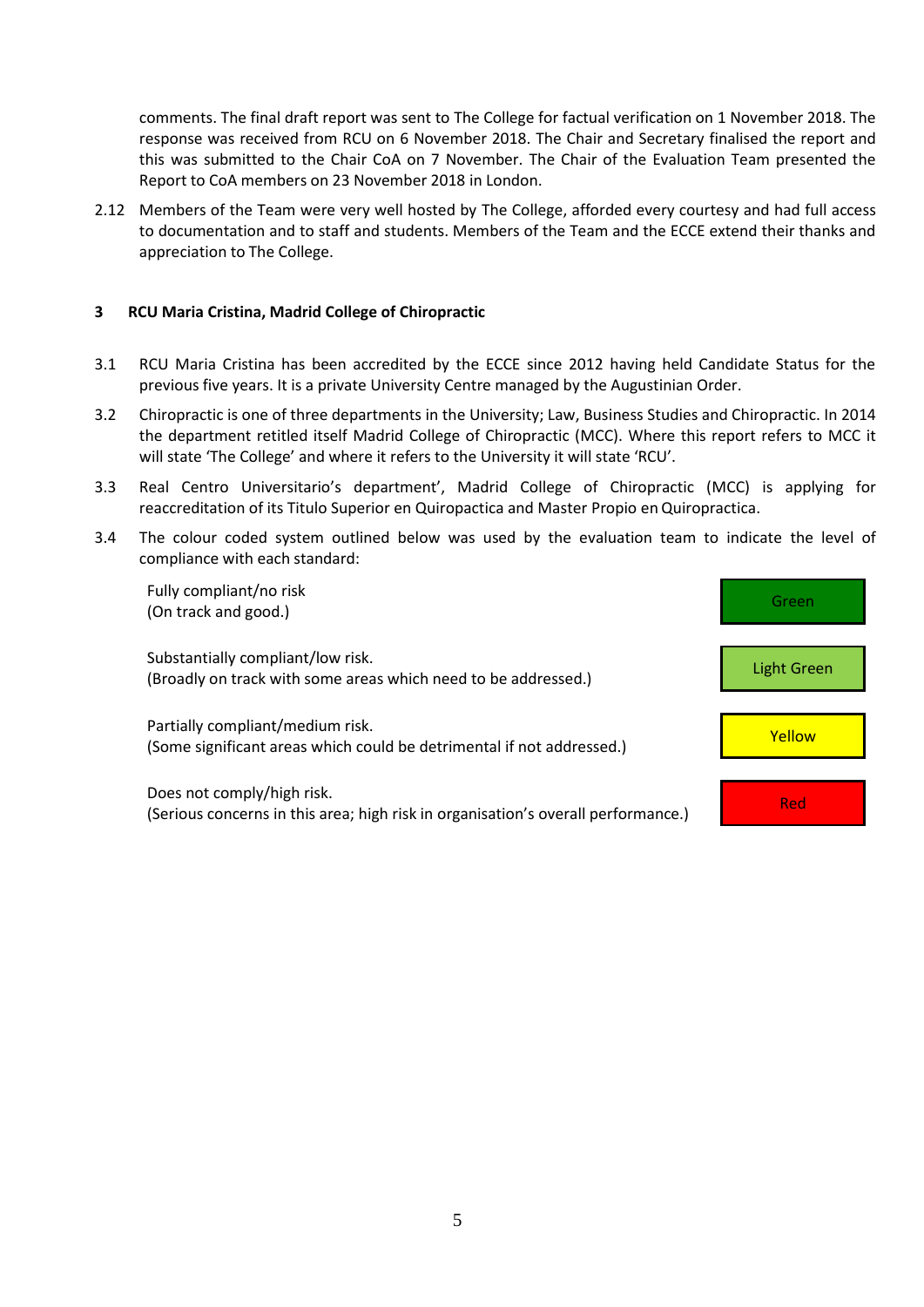comments. The final draft report was sent to The College for factual verification on 1 November 2018. The response was received from RCU on 6 November 2018. The Chair and Secretary finalised the report and this was submitted to the Chair CoA on 7 November. The Chair of the Evaluation Team presented the Report to CoA members on 23 November 2018 in London.

2.12 Members of the Team were very well hosted by The College, afforded every courtesy and had full access to documentation and to staff and students. Members of the Team and the ECCE extend their thanks and appreciation to The College.

## 3 RCU Maria Cristina, Madrid College of Chiropractic

3.1 RCU Maria Cristina has been accredited by the ECCE since 2012 having held Candidate Status for the previous five years. It is a private University Centre managed by the Augustinian Order.

3.2 Chiropractic is one of three departments in the University; Law, Business Studies and Chiropractic. In 2014 the department retitled itself Madrid College of Chiropractic (MCC). Where this report refers to MCC it will state 'The College' and where it refers to the University it will state 'RCU'.

3.3 Real Centro Universitario's department', Madrid College of Chiropractic (MCC) is applying for reaccreditation of its Titulo Superior en Quiropactica and Master Propio en Quiropractica.

3.4 The colour coded system outlined below was used by the evaluation team to indicate the level of compliance with each standard:

| Level of compliance | Colour |
|---|---|
| Fully compliant/no risk<br>(On track and good.) | Green |
| Substantially compliant/low risk.<br>(Broadly on track with some areas which need to be addressed.) | Light Green |
| Partially compliant/medium risk.<br>(Some significant areas which could be detrimental if not addressed.) | Yellow |
| Does not comply/high risk.<br>(Serious concerns in this area; high risk in organisation's overall performance.) | Red |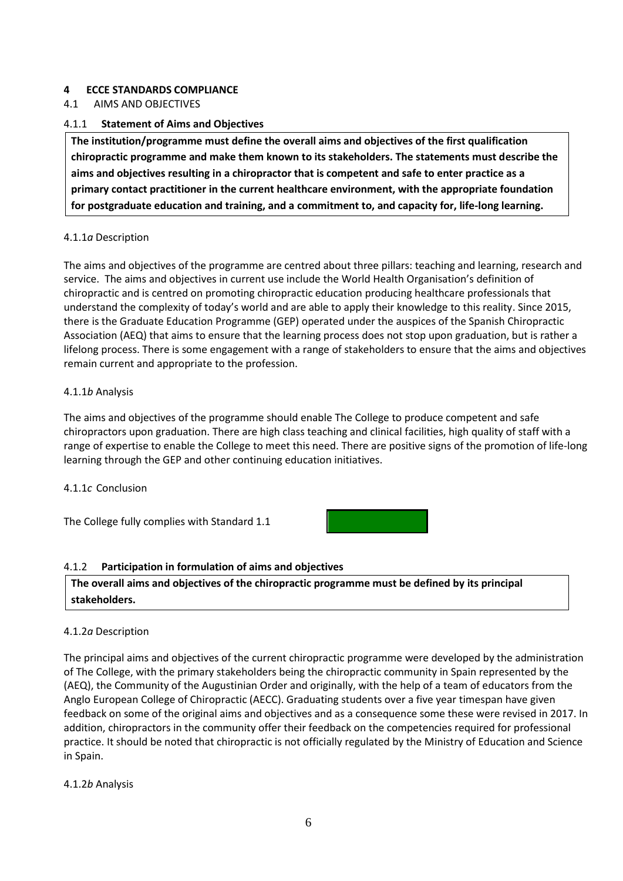## 4 ECCE STANDARDS COMPLIANCE

### 4.1 AIMS AND OBJECTIVES

#### 4.1.1 **Statement of Aims and Objectives**

**The institution/programme must define the overall aims and objectives of the first qualification chiropractic programme and make them known to its stakeholders. The statements must describe the aims and objectives resulting in a chiropractor that is competent and safe to enter practice as a primary contact practitioner in the current healthcare environment, with the appropriate foundation for postgraduate education and training, and a commitment to, and capacity for, life-long learning.**

4.1.1*a* Description

The aims and objectives of the programme are centred about three pillars: teaching and learning, research and service. The aims and objectives in current use include the World Health Organisation's definition of chiropractic and is centred on promoting chiropractic education producing healthcare professionals that understand the complexity of today's world and are able to apply their knowledge to this reality. Since 2015, there is the Graduate Education Programme (GEP) operated under the auspices of the Spanish Chiropractic Association (AEQ) that aims to ensure that the learning process does not stop upon graduation, but is rather a lifelong process. There is some engagement with a range of stakeholders to ensure that the aims and objectives remain current and appropriate to the profession.

4.1.1*b* Analysis

The aims and objectives of the programme should enable The College to produce competent and safe chiropractors upon graduation. There are high class teaching and clinical facilities, high quality of staff with a range of expertise to enable the College to meet this need. There are positive signs of the promotion of life-long learning through the GEP and other continuing education initiatives.

4.1.1*c* Conclusion

The College fully complies with Standard 1.1

#### 4.1.2 **Participation in formulation of aims and objectives**

**The overall aims and objectives of the chiropractic programme must be defined by its principal stakeholders.**

4.1.2*a* Description

The principal aims and objectives of the current chiropractic programme were developed by the administration of The College, with the primary stakeholders being the chiropractic community in Spain represented by the (AEQ), the Community of the Augustinian Order and originally, with the help of a team of educators from the Anglo European College of Chiropractic (AECC). Graduating students over a five year timespan have given feedback on some of the original aims and objectives and as a consequence some these were revised in 2017. In addition, chiropractors in the community offer their feedback on the competencies required for professional practice. It should be noted that chiropractic is not officially regulated by the Ministry of Education and Science in Spain.

4.1.2*b* Analysis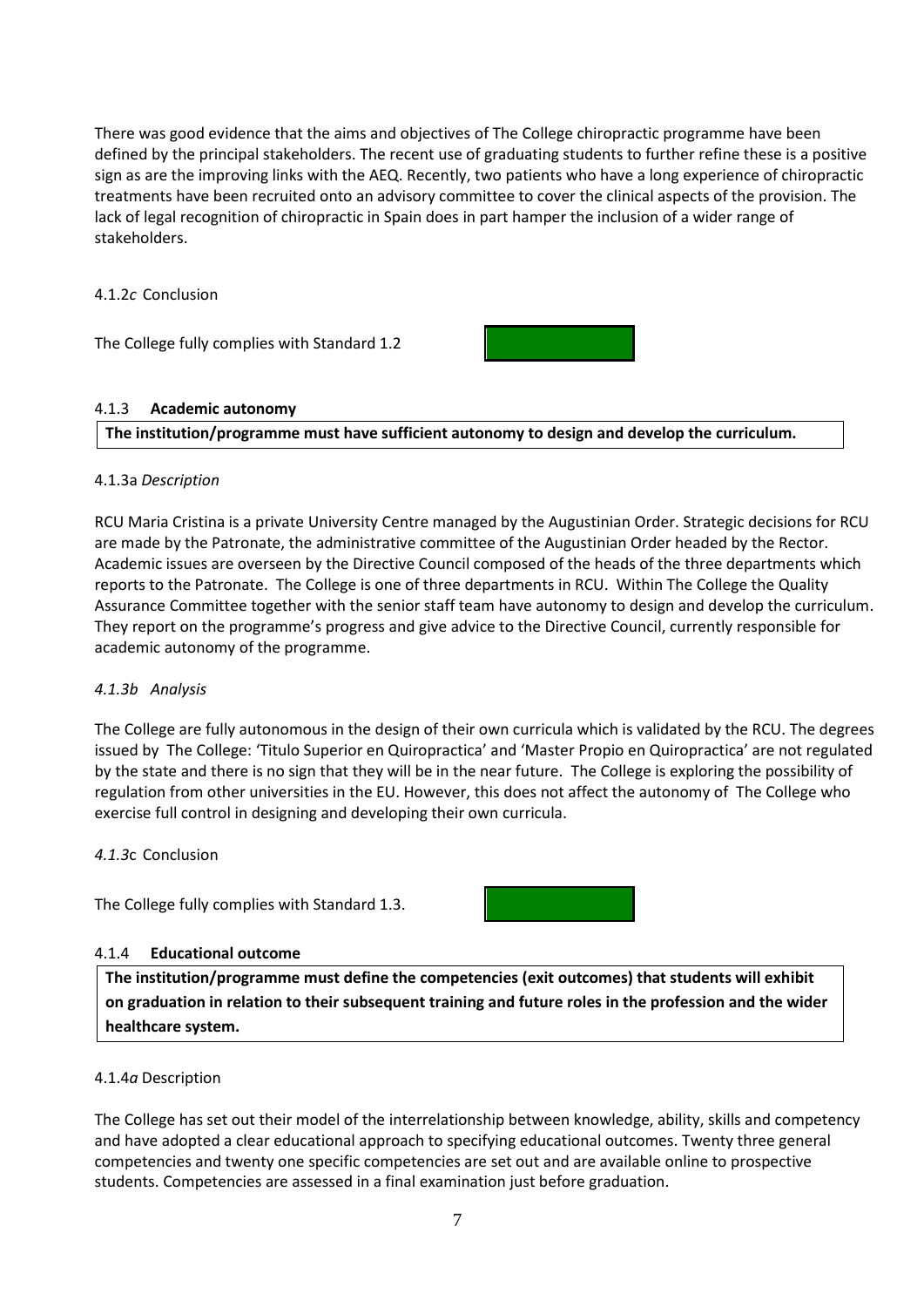There was good evidence that the aims and objectives of The College chiropractic programme have been defined by the principal stakeholders. The recent use of graduating students to further refine these is a positive sign as are the improving links with the AEQ. Recently, two patients who have a long experience of chiropractic treatments have been recruited onto an advisory committee to cover the clinical aspects of the provision. The lack of legal recognition of chiropractic in Spain does in part hamper the inclusion of a wider range of stakeholders.

4.1.2*c* Conclusion

The College fully complies with Standard 1.2

#### 4.1.3 **Academic autonomy**

**The institution/programme must have sufficient autonomy to design and develop the curriculum.**

4.1.3a *Description*

RCU Maria Cristina is a private University Centre managed by the Augustinian Order. Strategic decisions for RCU are made by the Patronate, the administrative committee of the Augustinian Order headed by the Rector. Academic issues are overseen by the Directive Council composed of the heads of the three departments which reports to the Patronate. The College is one of three departments in RCU. Within The College the Quality Assurance Committee together with the senior staff team have autonomy to design and develop the curriculum. They report on the programme's progress and give advice to the Directive Council, currently responsible for academic autonomy of the programme.

*4.1.3b Analysis*

The College are fully autonomous in the design of their own curricula which is validated by the RCU. The degrees issued by The College: 'Titulo Superior en Quiropractica' and 'Master Propio en Quiropractica' are not regulated by the state and there is no sign that they will be in the near future. The College is exploring the possibility of regulation from other universities in the EU. However, this does not affect the autonomy of The College who exercise full control in designing and developing their own curricula.

*4.1.3*c Conclusion

The College fully complies with Standard 1.3.

#### 4.1.4 **Educational outcome**

**The institution/programme must define the competencies (exit outcomes) that students will exhibit on graduation in relation to their subsequent training and future roles in the profession and the wider healthcare system.**

4.1.4*a* Description

The College has set out their model of the interrelationship between knowledge, ability, skills and competency and have adopted a clear educational approach to specifying educational outcomes. Twenty three general competencies and twenty one specific competencies are set out and are available online to prospective students. Competencies are assessed in a final examination just before graduation.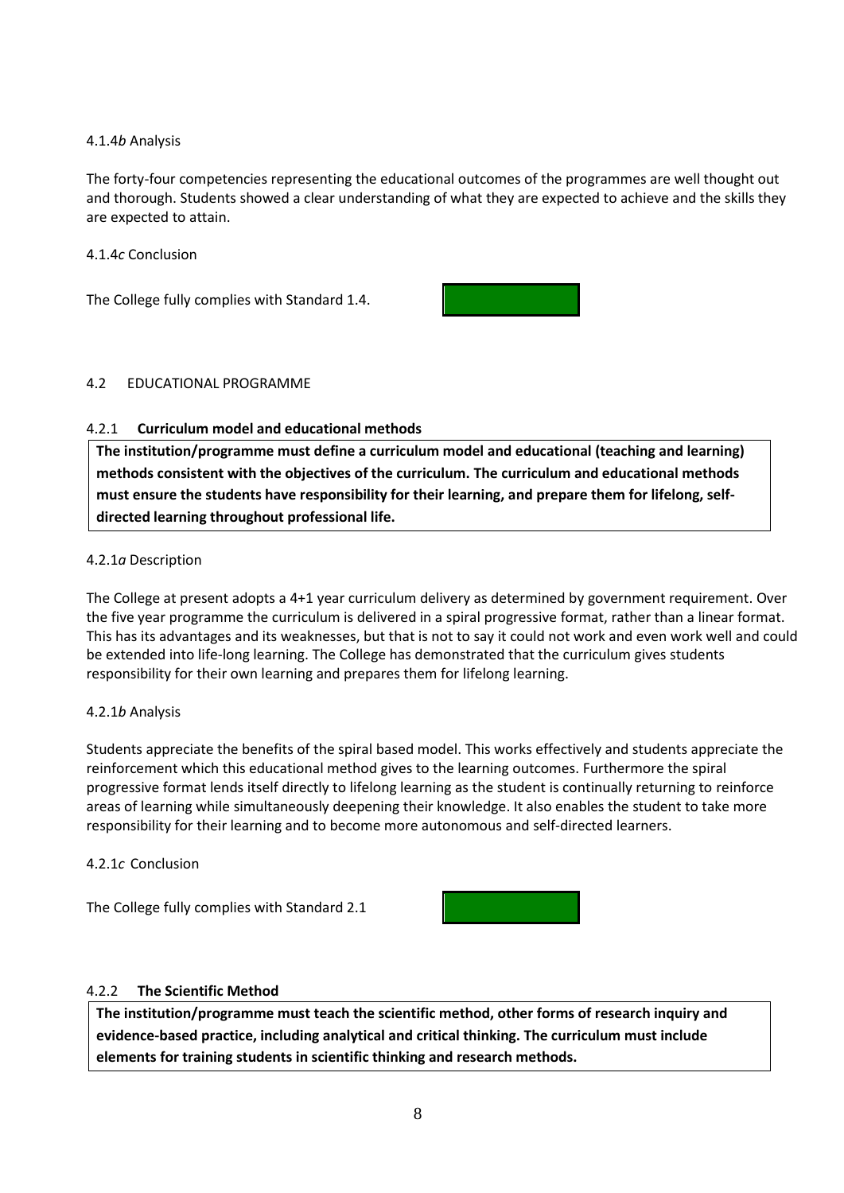4.1.4*b* Analysis

The forty-four competencies representing the educational outcomes of the programmes are well thought out and thorough. Students showed a clear understanding of what they are expected to achieve and the skills they are expected to attain.

4.1.4*c* Conclusion

The College fully complies with Standard 1.4.

## 4.2 EDUCATIONAL PROGRAMME

### 4.2.1 Curriculum model and educational methods

**The institution/programme must define a curriculum model and educational (teaching and learning) methods consistent with the objectives of the curriculum. The curriculum and educational methods must ensure the students have responsibility for their learning, and prepare them for lifelong, self-directed learning throughout professional life.**

4.2.1*a* Description

The College at present adopts a 4+1 year curriculum delivery as determined by government requirement. Over the five year programme the curriculum is delivered in a spiral progressive format, rather than a linear format. This has its advantages and its weaknesses, but that is not to say it could not work and even work well and could be extended into life-long learning. The College has demonstrated that the curriculum gives students responsibility for their own learning and prepares them for lifelong learning.

4.2.1*b* Analysis

Students appreciate the benefits of the spiral based model. This works effectively and students appreciate the reinforcement which this educational method gives to the learning outcomes. Furthermore the spiral progressive format lends itself directly to lifelong learning as the student is continually returning to reinforce areas of learning while simultaneously deepening their knowledge. It also enables the student to take more responsibility for their learning and to become more autonomous and self-directed learners.

4.2.1*c* Conclusion

The College fully complies with Standard 2.1

### 4.2.2 The Scientific Method

**The institution/programme must teach the scientific method, other forms of research inquiry and evidence-based practice, including analytical and critical thinking. The curriculum must include elements for training students in scientific thinking and research methods.**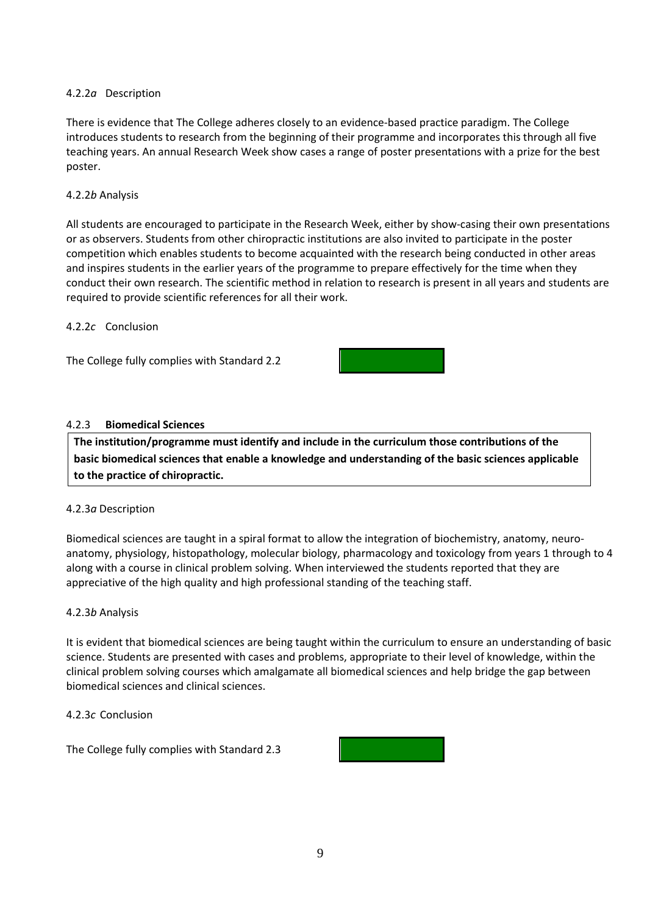4.2.2*a* Description

There is evidence that The College adheres closely to an evidence-based practice paradigm. The College introduces students to research from the beginning of their programme and incorporates this through all five teaching years. An annual Research Week show cases a range of poster presentations with a prize for the best poster.

4.2.2*b* Analysis

All students are encouraged to participate in the Research Week, either by show-casing their own presentations or as observers. Students from other chiropractic institutions are also invited to participate in the poster competition which enables students to become acquainted with the research being conducted in other areas and inspires students in the earlier years of the programme to prepare effectively for the time when they conduct their own research. The scientific method in relation to research is present in all years and students are required to provide scientific references for all their work.

4.2.2*c* Conclusion

The College fully complies with Standard 2.2

4.2.3 **Biomedical Sciences**

**The institution/programme must identify and include in the curriculum those contributions of the basic biomedical sciences that enable a knowledge and understanding of the basic sciences applicable to the practice of chiropractic.**

4.2.3*a* Description

Biomedical sciences are taught in a spiral format to allow the integration of biochemistry, anatomy, neuro-anatomy, physiology, histopathology, molecular biology, pharmacology and toxicology from years 1 through to 4 along with a course in clinical problem solving. When interviewed the students reported that they are appreciative of the high quality and high professional standing of the teaching staff.

4.2.3*b* Analysis

It is evident that biomedical sciences are being taught within the curriculum to ensure an understanding of basic science. Students are presented with cases and problems, appropriate to their level of knowledge, within the clinical problem solving courses which amalgamate all biomedical sciences and help bridge the gap between biomedical sciences and clinical sciences.

4.2.3*c* Conclusion

The College fully complies with Standard 2.3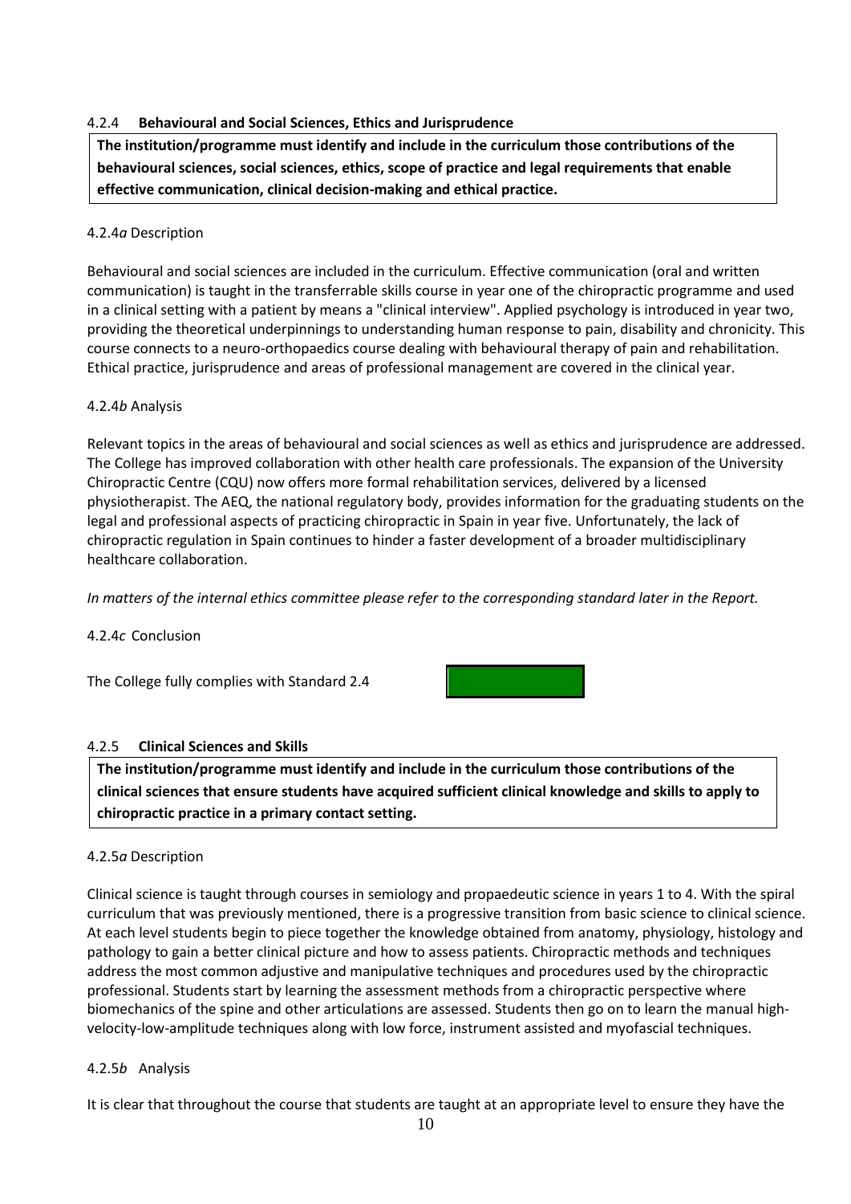#### 4.2.4 **Behavioural and Social Sciences, Ethics and Jurisprudence**

**The institution/programme must identify and include in the curriculum those contributions of the behavioural sciences, social sciences, ethics, scope of practice and legal requirements that enable effective communication, clinical decision-making and ethical practice.**

4.2.4*a* Description

Behavioural and social sciences are included in the curriculum. Effective communication (oral and written communication) is taught in the transferrable skills course in year one of the chiropractic programme and used in a clinical setting with a patient by means a "clinical interview". Applied psychology is introduced in year two, providing the theoretical underpinnings to understanding human response to pain, disability and chronicity. This course connects to a neuro-orthopaedics course dealing with behavioural therapy of pain and rehabilitation. Ethical practice, jurisprudence and areas of professional management are covered in the clinical year.

4.2.4*b* Analysis

Relevant topics in the areas of behavioural and social sciences as well as ethics and jurisprudence are addressed. The College has improved collaboration with other health care professionals. The expansion of the University Chiropractic Centre (CQU) now offers more formal rehabilitation services, delivered by a licensed physiotherapist. The AEQ, the national regulatory body, provides information for the graduating students on the legal and professional aspects of practicing chiropractic in Spain in year five. Unfortunately, the lack of chiropractic regulation in Spain continues to hinder a faster development of a broader multidisciplinary healthcare collaboration.

*In matters of the internal ethics committee please refer to the corresponding standard later in the Report.*

4.2.4*c* Conclusion

The College fully complies with Standard 2.4

#### 4.2.5 **Clinical Sciences and Skills**

**The institution/programme must identify and include in the curriculum those contributions of the clinical sciences that ensure students have acquired sufficient clinical knowledge and skills to apply to chiropractic practice in a primary contact setting.**

4.2.5*a* Description

Clinical science is taught through courses in semiology and propaedeutic science in years 1 to 4. With the spiral curriculum that was previously mentioned, there is a progressive transition from basic science to clinical science. At each level students begin to piece together the knowledge obtained from anatomy, physiology, histology and pathology to gain a better clinical picture and how to assess patients. Chiropractic methods and techniques address the most common adjustive and manipulative techniques and procedures used by the chiropractic professional. Students start by learning the assessment methods from a chiropractic perspective where biomechanics of the spine and other articulations are assessed. Students then go on to learn the manual high-velocity-low-amplitude techniques along with low force, instrument assisted and myofascial techniques.

4.2.5*b* Analysis

It is clear that throughout the course that students are taught at an appropriate level to ensure they have the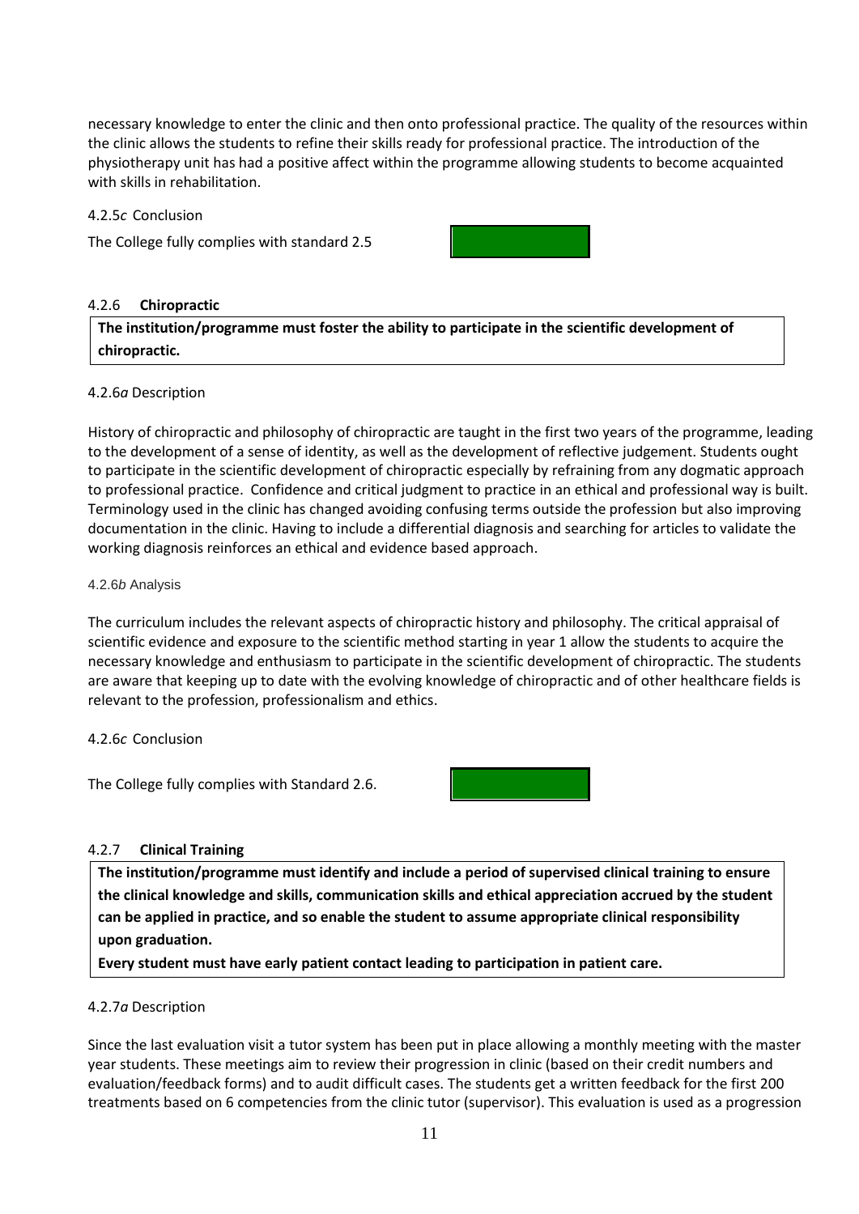necessary knowledge to enter the clinic and then onto professional practice. The quality of the resources within the clinic allows the students to refine their skills ready for professional practice. The introduction of the physiotherapy unit has had a positive affect within the programme allowing students to become acquainted with skills in rehabilitation.

4.2.5*c* Conclusion

The College fully complies with standard 2.5

#### 4.2.6 **Chiropractic**

**The institution/programme must foster the ability to participate in the scientific development of chiropractic.**

4.2.6*a* Description

History of chiropractic and philosophy of chiropractic are taught in the first two years of the programme, leading to the development of a sense of identity, as well as the development of reflective judgement. Students ought to participate in the scientific development of chiropractic especially by refraining from any dogmatic approach to professional practice. Confidence and critical judgment to practice in an ethical and professional way is built. Terminology used in the clinic has changed avoiding confusing terms outside the profession but also improving documentation in the clinic. Having to include a differential diagnosis and searching for articles to validate the working diagnosis reinforces an ethical and evidence based approach.

4.2.6*b* Analysis

The curriculum includes the relevant aspects of chiropractic history and philosophy. The critical appraisal of scientific evidence and exposure to the scientific method starting in year 1 allow the students to acquire the necessary knowledge and enthusiasm to participate in the scientific development of chiropractic. The students are aware that keeping up to date with the evolving knowledge of chiropractic and of other healthcare fields is relevant to the profession, professionalism and ethics.

4.2.6*c* Conclusion

The College fully complies with Standard 2.6.

#### 4.2.7 **Clinical Training**

**The institution/programme must identify and include a period of supervised clinical training to ensure the clinical knowledge and skills, communication skills and ethical appreciation accrued by the student can be applied in practice, and so enable the student to assume appropriate clinical responsibility upon graduation.**

**Every student must have early patient contact leading to participation in patient care.**

4.2.7*a* Description

Since the last evaluation visit a tutor system has been put in place allowing a monthly meeting with the master year students. These meetings aim to review their progression in clinic (based on their credit numbers and evaluation/feedback forms) and to audit difficult cases. The students get a written feedback for the first 200 treatments based on 6 competencies from the clinic tutor (supervisor). This evaluation is used as a progression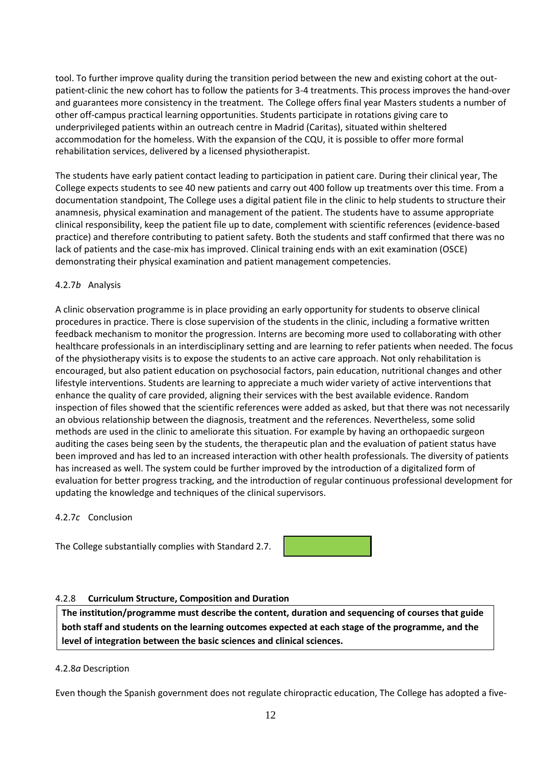tool. To further improve quality during the transition period between the new and existing cohort at the out-patient-clinic the new cohort has to follow the patients for 3-4 treatments. This process improves the hand-over and guarantees more consistency in the treatment. The College offers final year Masters students a number of other off-campus practical learning opportunities. Students participate in rotations giving care to underprivileged patients within an outreach centre in Madrid (Caritas), situated within sheltered accommodation for the homeless. With the expansion of the CQU, it is possible to offer more formal rehabilitation services, delivered by a licensed physiotherapist.

The students have early patient contact leading to participation in patient care. During their clinical year, The College expects students to see 40 new patients and carry out 400 follow up treatments over this time. From a documentation standpoint, The College uses a digital patient file in the clinic to help students to structure their anamnesis, physical examination and management of the patient. The students have to assume appropriate clinical responsibility, keep the patient file up to date, complement with scientific references (evidence-based practice) and therefore contributing to patient safety. Both the students and staff confirmed that there was no lack of patients and the case-mix has improved. Clinical training ends with an exit examination (OSCE) demonstrating their physical examination and patient management competencies.

4.2.7*b* Analysis

A clinic observation programme is in place providing an early opportunity for students to observe clinical procedures in practice. There is close supervision of the students in the clinic, including a formative written feedback mechanism to monitor the progression. Interns are becoming more used to collaborating with other healthcare professionals in an interdisciplinary setting and are learning to refer patients when needed. The focus of the physiotherapy visits is to expose the students to an active care approach. Not only rehabilitation is encouraged, but also patient education on psychosocial factors, pain education, nutritional changes and other lifestyle interventions. Students are learning to appreciate a much wider variety of active interventions that enhance the quality of care provided, aligning their services with the best available evidence. Random inspection of files showed that the scientific references were added as asked, but that there was not necessarily an obvious relationship between the diagnosis, treatment and the references. Nevertheless, some solid methods are used in the clinic to ameliorate this situation. For example by having an orthopaedic surgeon auditing the cases being seen by the students, the therapeutic plan and the evaluation of patient status have been improved and has led to an increased interaction with other health professionals. The diversity of patients has increased as well. The system could be further improved by the introduction of a digitalized form of evaluation for better progress tracking, and the introduction of regular continuous professional development for updating the knowledge and techniques of the clinical supervisors.

4.2.7*c* Conclusion

The College substantially complies with Standard 2.7.

4.2.8 **Curriculum Structure, Composition and Duration**

**The institution/programme must describe the content, duration and sequencing of courses that guide both staff and students on the learning outcomes expected at each stage of the programme, and the level of integration between the basic sciences and clinical sciences.**

4.2.8*a* Description

Even though the Spanish government does not regulate chiropractic education, The College has adopted a five-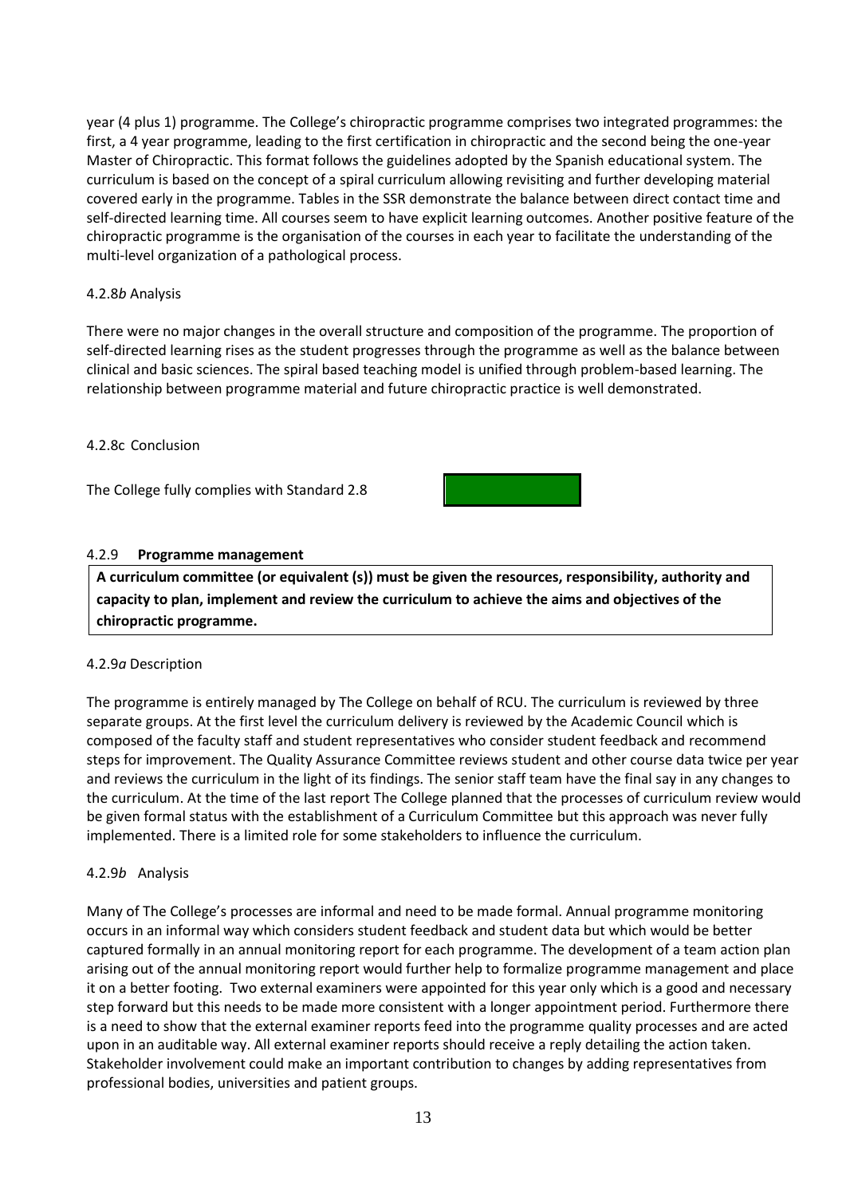year (4 plus 1) programme. The College's chiropractic programme comprises two integrated programmes: the first, a 4 year programme, leading to the first certification in chiropractic and the second being the one-year Master of Chiropractic. This format follows the guidelines adopted by the Spanish educational system. The curriculum is based on the concept of a spiral curriculum allowing revisiting and further developing material covered early in the programme. Tables in the SSR demonstrate the balance between direct contact time and self-directed learning time. All courses seem to have explicit learning outcomes. Another positive feature of the chiropractic programme is the organisation of the courses in each year to facilitate the understanding of the multi-level organization of a pathological process.

4.2.8*b* Analysis

There were no major changes in the overall structure and composition of the programme. The proportion of self-directed learning rises as the student progresses through the programme as well as the balance between clinical and basic sciences. The spiral based teaching model is unified through problem-based learning. The relationship between programme material and future chiropractic practice is well demonstrated.

4.2.8c Conclusion

The College fully complies with Standard 2.8

### 4.2.9 **Programme management**

**A curriculum committee (or equivalent (s)) must be given the resources, responsibility, authority and capacity to plan, implement and review the curriculum to achieve the aims and objectives of the chiropractic programme.**

4.2.9*a* Description

The programme is entirely managed by The College on behalf of RCU. The curriculum is reviewed by three separate groups. At the first level the curriculum delivery is reviewed by the Academic Council which is composed of the faculty staff and student representatives who consider student feedback and recommend steps for improvement. The Quality Assurance Committee reviews student and other course data twice per year and reviews the curriculum in the light of its findings. The senior staff team have the final say in any changes to the curriculum. At the time of the last report The College planned that the processes of curriculum review would be given formal status with the establishment of a Curriculum Committee but this approach was never fully implemented. There is a limited role for some stakeholders to influence the curriculum.

4.2.9*b* Analysis

Many of The College's processes are informal and need to be made formal. Annual programme monitoring occurs in an informal way which considers student feedback and student data but which would be better captured formally in an annual monitoring report for each programme. The development of a team action plan arising out of the annual monitoring report would further help to formalize programme management and place it on a better footing. Two external examiners were appointed for this year only which is a good and necessary step forward but this needs to be made more consistent with a longer appointment period. Furthermore there is a need to show that the external examiner reports feed into the programme quality processes and are acted upon in an auditable way. All external examiner reports should receive a reply detailing the action taken. Stakeholder involvement could make an important contribution to changes by adding representatives from professional bodies, universities and patient groups.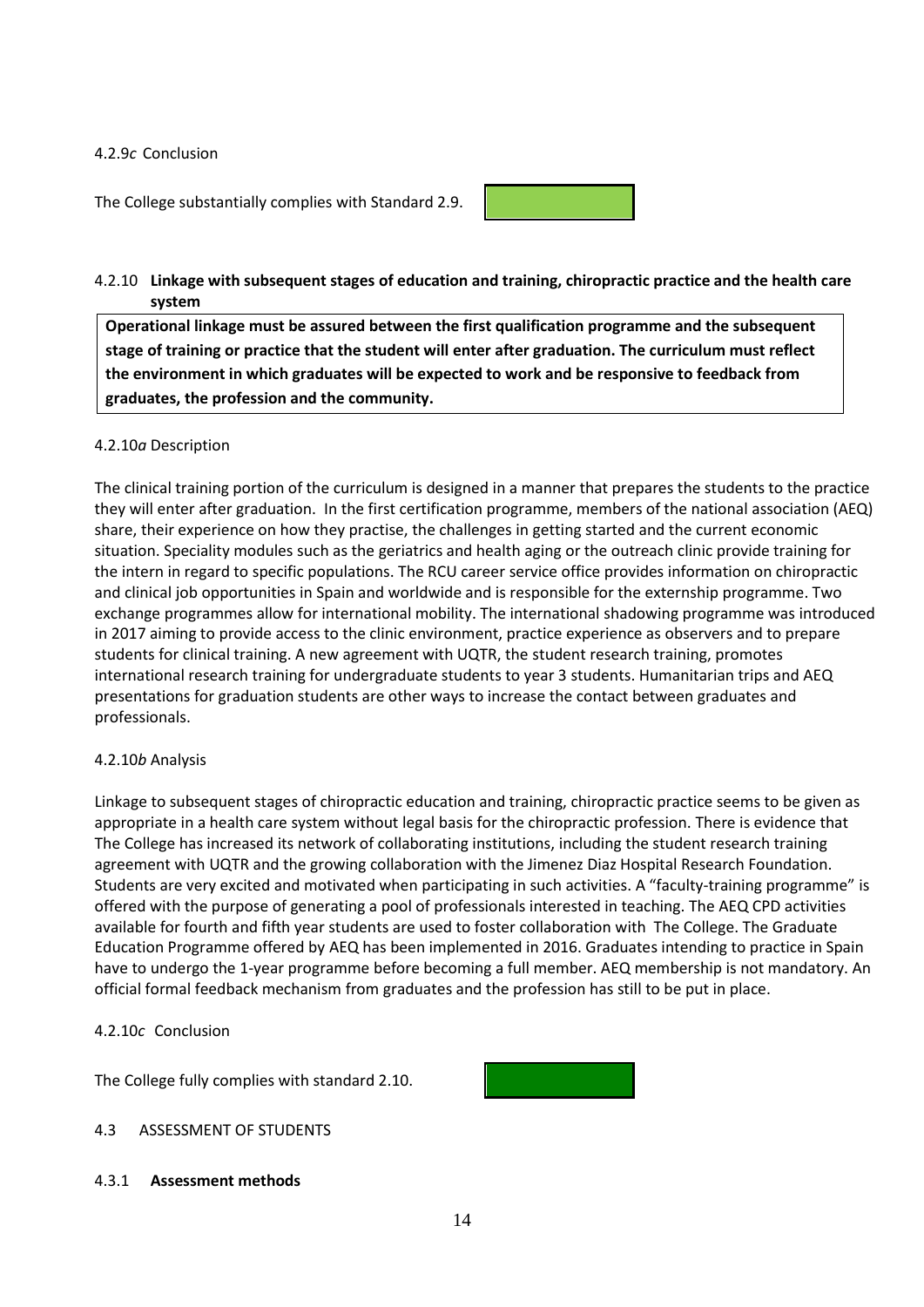4.2.9*c* Conclusion

The College substantially complies with Standard 2.9.

4.2.10 **Linkage with subsequent stages of education and training, chiropractic practice and the health care system**

**Operational linkage must be assured between the first qualification programme and the subsequent stage of training or practice that the student will enter after graduation. The curriculum must reflect the environment in which graduates will be expected to work and be responsive to feedback from graduates, the profession and the community.**

4.2.10*a* Description

The clinical training portion of the curriculum is designed in a manner that prepares the students to the practice they will enter after graduation. In the first certification programme, members of the national association (AEQ) share, their experience on how they practise, the challenges in getting started and the current economic situation. Speciality modules such as the geriatrics and health aging or the outreach clinic provide training for the intern in regard to specific populations. The RCU career service office provides information on chiropractic and clinical job opportunities in Spain and worldwide and is responsible for the externship programme. Two exchange programmes allow for international mobility. The international shadowing programme was introduced in 2017 aiming to provide access to the clinic environment, practice experience as observers and to prepare students for clinical training. A new agreement with UQTR, the student research training, promotes international research training for undergraduate students to year 3 students. Humanitarian trips and AEQ presentations for graduation students are other ways to increase the contact between graduates and professionals.

4.2.10*b* Analysis

Linkage to subsequent stages of chiropractic education and training, chiropractic practice seems to be given as appropriate in a health care system without legal basis for the chiropractic profession. There is evidence that The College has increased its network of collaborating institutions, including the student research training agreement with UQTR and the growing collaboration with the Jimenez Diaz Hospital Research Foundation. Students are very excited and motivated when participating in such activities. A "faculty-training programme" is offered with the purpose of generating a pool of professionals interested in teaching. The AEQ CPD activities available for fourth and fifth year students are used to foster collaboration with The College. The Graduate Education Programme offered by AEQ has been implemented in 2016. Graduates intending to practice in Spain have to undergo the 1-year programme before becoming a full member. AEQ membership is not mandatory. An official formal feedback mechanism from graduates and the profession has still to be put in place.

4.2.10*c* Conclusion

The College fully complies with standard 2.10.

4.3 ASSESSMENT OF STUDENTS

4.3.1 **Assessment methods**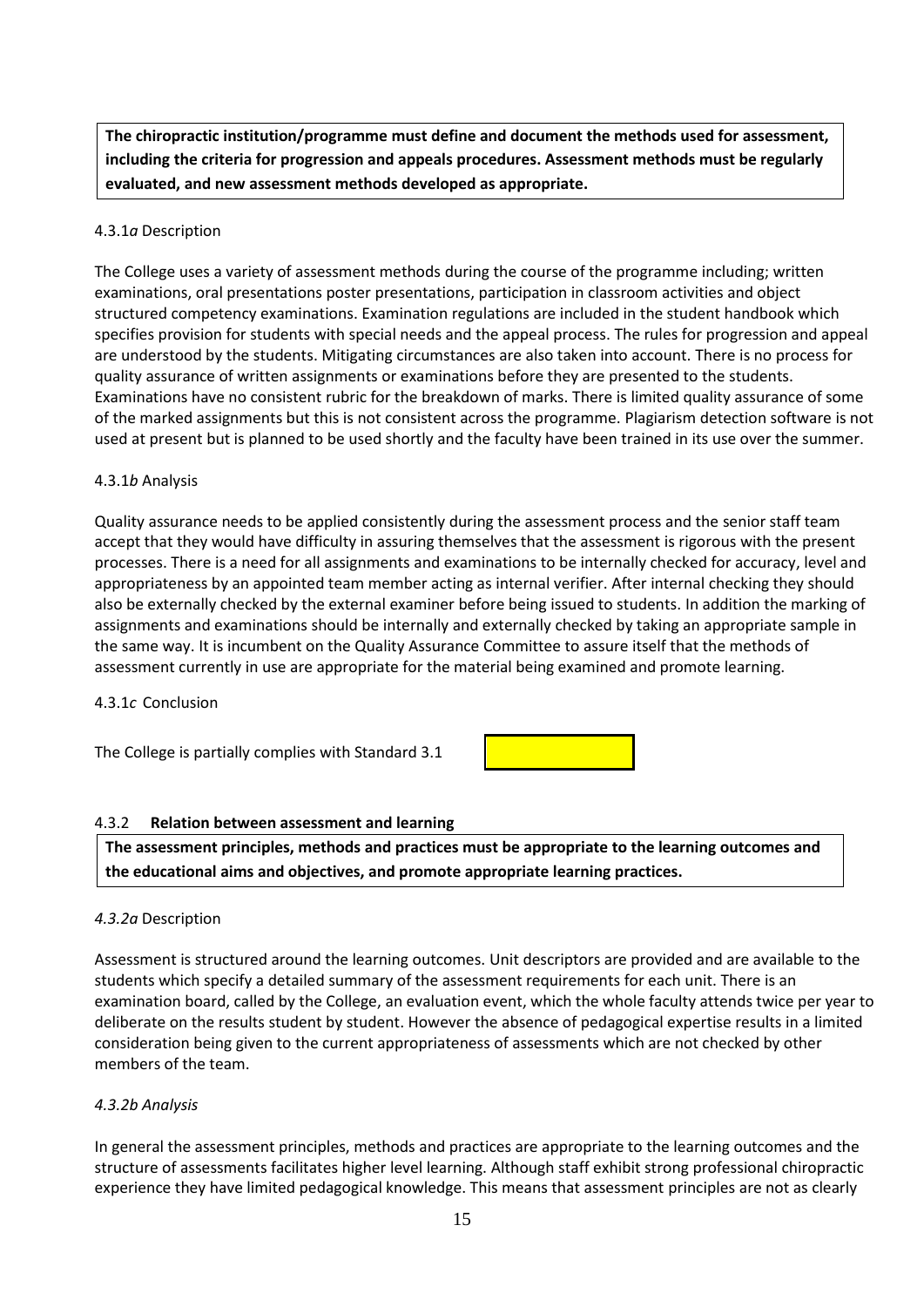**The chiropractic institution/programme must define and document the methods used for assessment, including the criteria for progression and appeals procedures. Assessment methods must be regularly evaluated, and new assessment methods developed as appropriate.**

4.3.1*a* Description

The College uses a variety of assessment methods during the course of the programme including; written examinations, oral presentations poster presentations, participation in classroom activities and object structured competency examinations. Examination regulations are included in the student handbook which specifies provision for students with special needs and the appeal process. The rules for progression and appeal are understood by the students. Mitigating circumstances are also taken into account. There is no process for quality assurance of written assignments or examinations before they are presented to the students. Examinations have no consistent rubric for the breakdown of marks. There is limited quality assurance of some of the marked assignments but this is not consistent across the programme. Plagiarism detection software is not used at present but is planned to be used shortly and the faculty have been trained in its use over the summer.

4.3.1*b* Analysis

Quality assurance needs to be applied consistently during the assessment process and the senior staff team accept that they would have difficulty in assuring themselves that the assessment is rigorous with the present processes. There is a need for all assignments and examinations to be internally checked for accuracy, level and appropriateness by an appointed team member acting as internal verifier. After internal checking they should also be externally checked by the external examiner before being issued to students. In addition the marking of assignments and examinations should be internally and externally checked by taking an appropriate sample in the same way. It is incumbent on the Quality Assurance Committee to assure itself that the methods of assessment currently in use are appropriate for the material being examined and promote learning.

4.3.1*c* Conclusion

The College is partially complies with Standard 3.1

### 4.3.2 **Relation between assessment and learning**

**The assessment principles, methods and practices must be appropriate to the learning outcomes and the educational aims and objectives, and promote appropriate learning practices.**

*4.3.2a* Description

Assessment is structured around the learning outcomes. Unit descriptors are provided and are available to the students which specify a detailed summary of the assessment requirements for each unit. There is an examination board, called by the College, an evaluation event, which the whole faculty attends twice per year to deliberate on the results student by student. However the absence of pedagogical expertise results in a limited consideration being given to the current appropriateness of assessments which are not checked by other members of the team.

*4.3.2b Analysis*

In general the assessment principles, methods and practices are appropriate to the learning outcomes and the structure of assessments facilitates higher level learning. Although staff exhibit strong professional chiropractic experience they have limited pedagogical knowledge. This means that assessment principles are not as clearly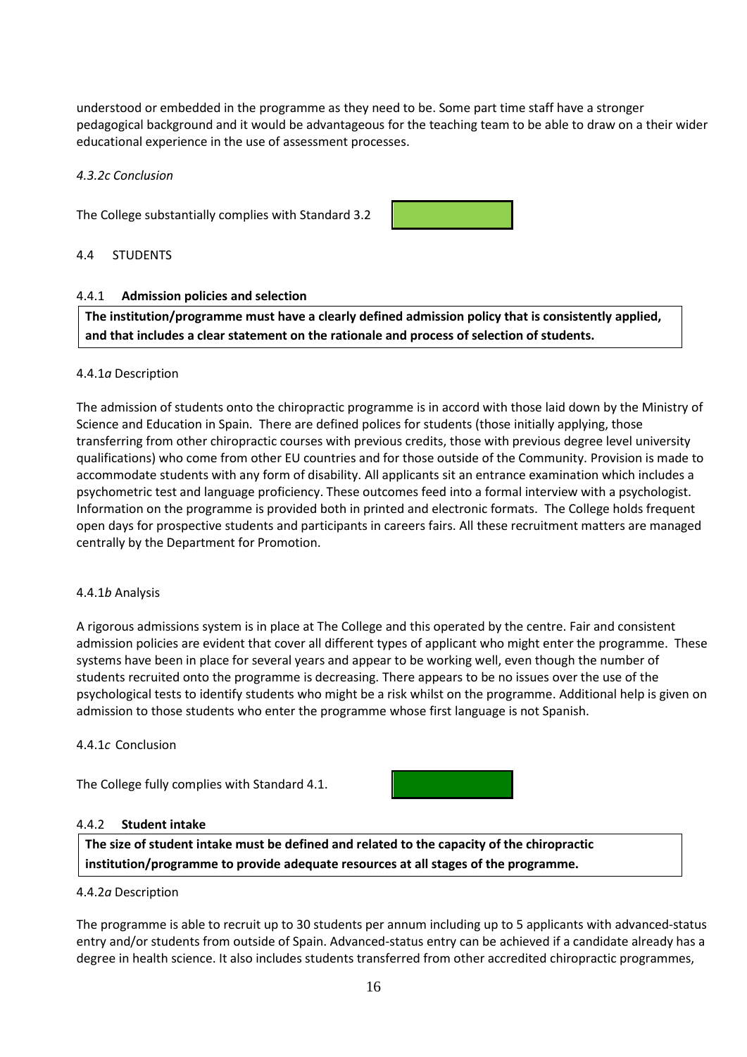understood or embedded in the programme as they need to be. Some part time staff have a stronger pedagogical background and it would be advantageous for the teaching team to be able to draw on a their wider educational experience in the use of assessment processes.

*4.3.2c Conclusion*

The College substantially complies with Standard 3.2

4.4 STUDENTS

4.4.1 **Admission policies and selection**

**The institution/programme must have a clearly defined admission policy that is consistently applied, and that includes a clear statement on the rationale and process of selection of students.**

4.4.1*a* Description

The admission of students onto the chiropractic programme is in accord with those laid down by the Ministry of Science and Education in Spain. There are defined polices for students (those initially applying, those transferring from other chiropractic courses with previous credits, those with previous degree level university qualifications) who come from other EU countries and for those outside of the Community. Provision is made to accommodate students with any form of disability. All applicants sit an entrance examination which includes a psychometric test and language proficiency. These outcomes feed into a formal interview with a psychologist. Information on the programme is provided both in printed and electronic formats. The College holds frequent open days for prospective students and participants in careers fairs. All these recruitment matters are managed centrally by the Department for Promotion.

4.4.1*b* Analysis

A rigorous admissions system is in place at The College and this operated by the centre. Fair and consistent admission policies are evident that cover all different types of applicant who might enter the programme. These systems have been in place for several years and appear to be working well, even though the number of students recruited onto the programme is decreasing. There appears to be no issues over the use of the psychological tests to identify students who might be a risk whilst on the programme. Additional help is given on admission to those students who enter the programme whose first language is not Spanish.

4.4.1*c* Conclusion

The College fully complies with Standard 4.1.

4.4.2 **Student intake**

**The size of student intake must be defined and related to the capacity of the chiropractic institution/programme to provide adequate resources at all stages of the programme.**

4.4.2*a* Description

The programme is able to recruit up to 30 students per annum including up to 5 applicants with advanced-status entry and/or students from outside of Spain. Advanced-status entry can be achieved if a candidate already has a degree in health science. It also includes students transferred from other accredited chiropractic programmes,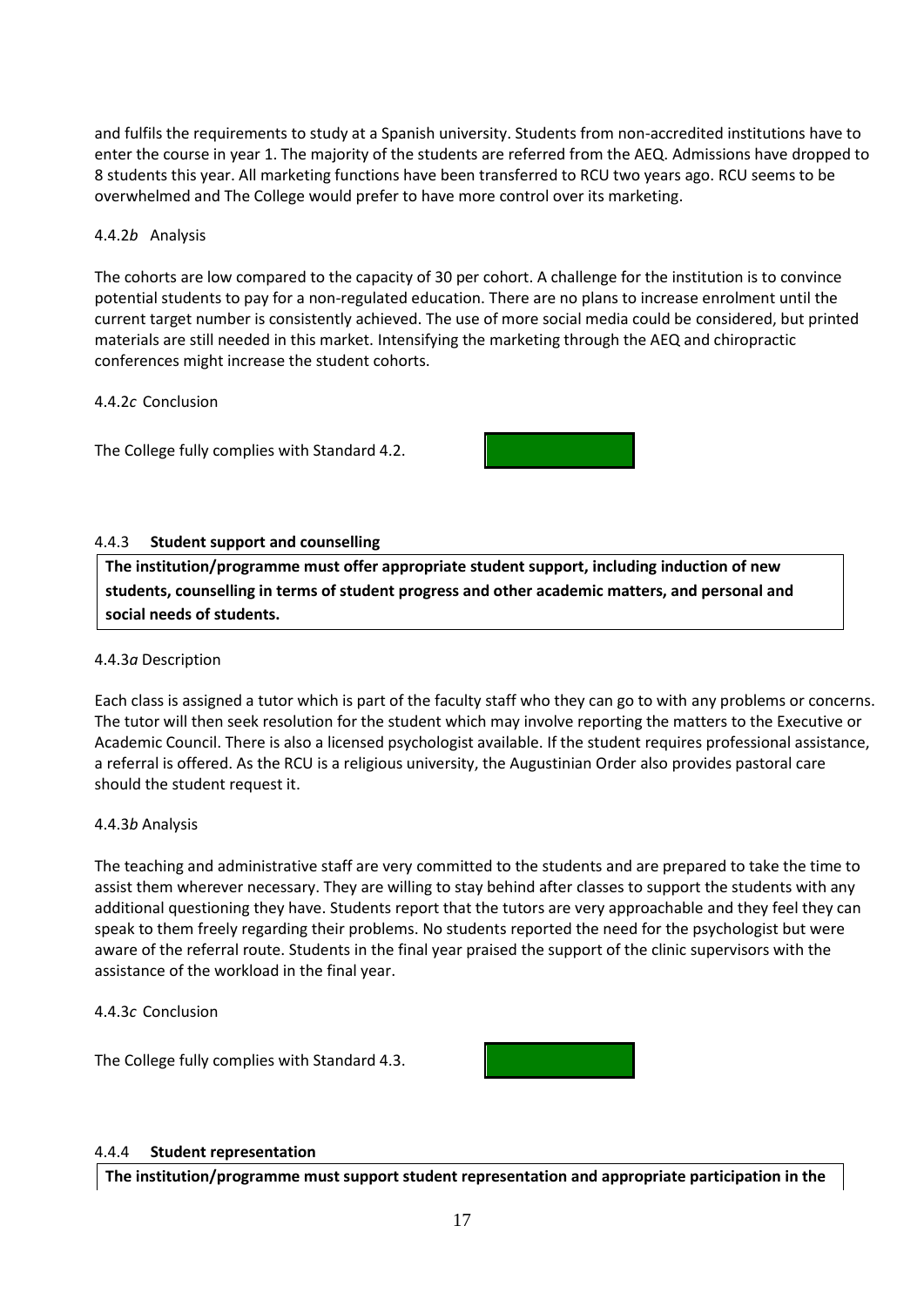and fulfils the requirements to study at a Spanish university. Students from non-accredited institutions have to enter the course in year 1. The majority of the students are referred from the AEQ. Admissions have dropped to 8 students this year. All marketing functions have been transferred to RCU two years ago. RCU seems to be overwhelmed and The College would prefer to have more control over its marketing.

4.4.2*b* Analysis

The cohorts are low compared to the capacity of 30 per cohort. A challenge for the institution is to convince potential students to pay for a non-regulated education. There are no plans to increase enrolment until the current target number is consistently achieved. The use of more social media could be considered, but printed materials are still needed in this market. Intensifying the marketing through the AEQ and chiropractic conferences might increase the student cohorts.

4.4.2*c* Conclusion

The College fully complies with Standard 4.2.

#### 4.4.3 **Student support and counselling**

**The institution/programme must offer appropriate student support, including induction of new students, counselling in terms of student progress and other academic matters, and personal and social needs of students.**

4.4.3*a* Description

Each class is assigned a tutor which is part of the faculty staff who they can go to with any problems or concerns. The tutor will then seek resolution for the student which may involve reporting the matters to the Executive or Academic Council. There is also a licensed psychologist available. If the student requires professional assistance, a referral is offered. As the RCU is a religious university, the Augustinian Order also provides pastoral care should the student request it.

4.4.3*b* Analysis

The teaching and administrative staff are very committed to the students and are prepared to take the time to assist them wherever necessary. They are willing to stay behind after classes to support the students with any additional questioning they have. Students report that the tutors are very approachable and they feel they can speak to them freely regarding their problems. No students reported the need for the psychologist but were aware of the referral route. Students in the final year praised the support of the clinic supervisors with the assistance of the workload in the final year.

4.4.3*c* Conclusion

The College fully complies with Standard 4.3.

#### 4.4.4 **Student representation**

**The institution/programme must support student representation and appropriate participation in the**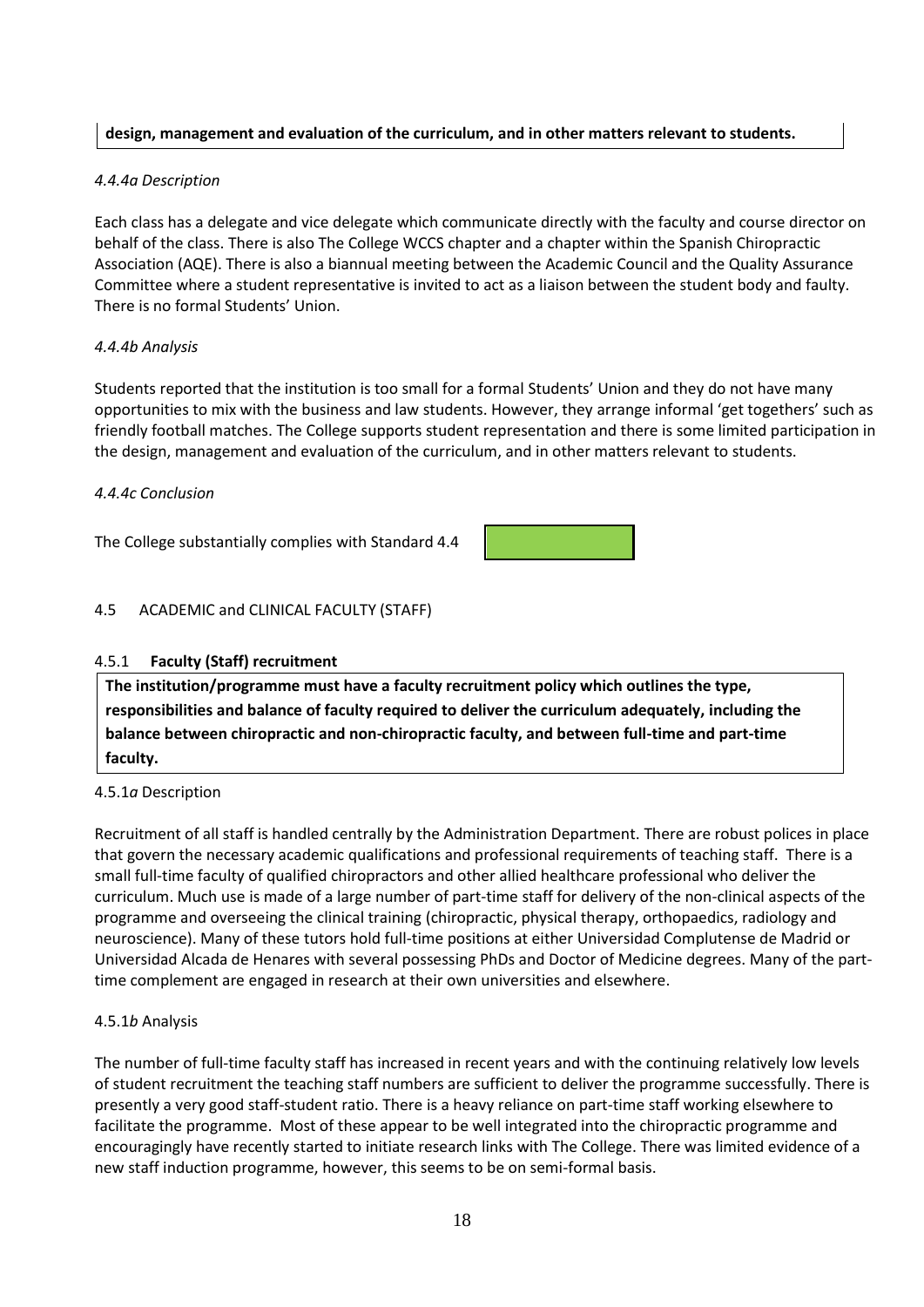**design, management and evaluation of the curriculum, and in other matters relevant to students.**

*4.4.4a Description*

Each class has a delegate and vice delegate which communicate directly with the faculty and course director on behalf of the class. There is also The College WCCS chapter and a chapter within the Spanish Chiropractic Association (AQE). There is also a biannual meeting between the Academic Council and the Quality Assurance Committee where a student representative is invited to act as a liaison between the student body and faulty. There is no formal Students' Union.

*4.4.4b Analysis*

Students reported that the institution is too small for a formal Students' Union and they do not have many opportunities to mix with the business and law students. However, they arrange informal 'get togethers' such as friendly football matches. The College supports student representation and there is some limited participation in the design, management and evaluation of the curriculum, and in other matters relevant to students.

*4.4.4c Conclusion*

The College substantially complies with Standard 4.4

## 4.5 ACADEMIC and CLINICAL FACULTY (STAFF)

### 4.5.1 **Faculty (Staff) recruitment**

**The institution/programme must have a faculty recruitment policy which outlines the type, responsibilities and balance of faculty required to deliver the curriculum adequately, including the balance between chiropractic and non-chiropractic faculty, and between full-time and part-time faculty.**

4.5.1*a* Description

Recruitment of all staff is handled centrally by the Administration Department. There are robust polices in place that govern the necessary academic qualifications and professional requirements of teaching staff. There is a small full-time faculty of qualified chiropractors and other allied healthcare professional who deliver the curriculum. Much use is made of a large number of part-time staff for delivery of the non-clinical aspects of the programme and overseeing the clinical training (chiropractic, physical therapy, orthopaedics, radiology and neuroscience). Many of these tutors hold full-time positions at either Universidad Complutense de Madrid or Universidad Alcada de Henares with several possessing PhDs and Doctor of Medicine degrees. Many of the part-time complement are engaged in research at their own universities and elsewhere.

4.5.1*b* Analysis

The number of full-time faculty staff has increased in recent years and with the continuing relatively low levels of student recruitment the teaching staff numbers are sufficient to deliver the programme successfully. There is presently a very good staff-student ratio. There is a heavy reliance on part-time staff working elsewhere to facilitate the programme. Most of these appear to be well integrated into the chiropractic programme and encouragingly have recently started to initiate research links with The College. There was limited evidence of a new staff induction programme, however, this seems to be on semi-formal basis.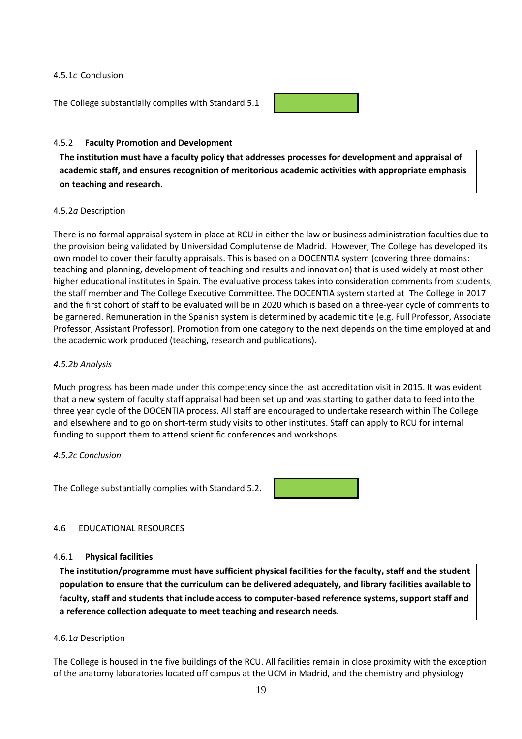4.5.1*c* Conclusion

The College substantially complies with Standard 5.1

### 4.5.2 **Faculty Promotion and Development**

**The institution must have a faculty policy that addresses processes for development and appraisal of academic staff, and ensures recognition of meritorious academic activities with appropriate emphasis on teaching and research.**

4.5.2*a* Description

There is no formal appraisal system in place at RCU in either the law or business administration faculties due to the provision being validated by Universidad Complutense de Madrid. However, The College has developed its own model to cover their faculty appraisals. This is based on a DOCENTIA system (covering three domains: teaching and planning, development of teaching and results and innovation) that is used widely at most other higher educational institutes in Spain. The evaluative process takes into consideration comments from students, the staff member and The College Executive Committee. The DOCENTIA system started at The College in 2017 and the first cohort of staff to be evaluated will be in 2020 which is based on a three-year cycle of comments to be garnered. Remuneration in the Spanish system is determined by academic title (e.g. Full Professor, Associate Professor, Assistant Professor). Promotion from one category to the next depends on the time employed at and the academic work produced (teaching, research and publications).

*4.5.2b Analysis*

Much progress has been made under this competency since the last accreditation visit in 2015. It was evident that a new system of faculty staff appraisal had been set up and was starting to gather data to feed into the three year cycle of the DOCENTIA process. All staff are encouraged to undertake research within The College and elsewhere and to go on short-term study visits to other institutes. Staff can apply to RCU for internal funding to support them to attend scientific conferences and workshops.

*4.5.2c Conclusion*

The College substantially complies with Standard 5.2.

## 4.6 EDUCATIONAL RESOURCES

### 4.6.1 **Physical facilities**

**The institution/programme must have sufficient physical facilities for the faculty, staff and the student population to ensure that the curriculum can be delivered adequately, and library facilities available to faculty, staff and students that include access to computer-based reference systems, support staff and a reference collection adequate to meet teaching and research needs.**

4.6.1*a* Description

The College is housed in the five buildings of the RCU. All facilities remain in close proximity with the exception of the anatomy laboratories located off campus at the UCM in Madrid, and the chemistry and physiology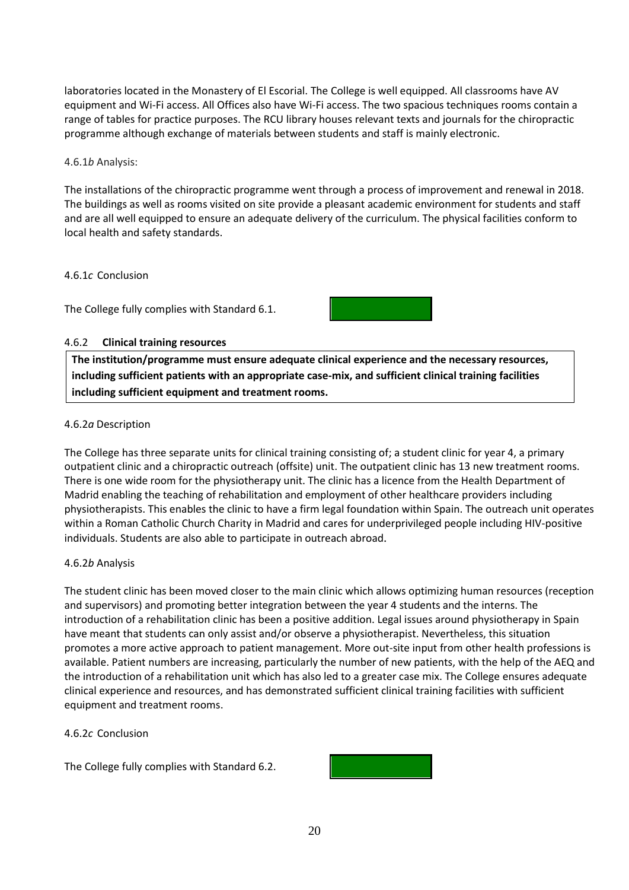laboratories located in the Monastery of El Escorial. The College is well equipped. All classrooms have AV equipment and Wi-Fi access. All Offices also have Wi-Fi access. The two spacious techniques rooms contain a range of tables for practice purposes. The RCU library houses relevant texts and journals for the chiropractic programme although exchange of materials between students and staff is mainly electronic.

4.6.1*b* Analysis:

The installations of the chiropractic programme went through a process of improvement and renewal in 2018. The buildings as well as rooms visited on site provide a pleasant academic environment for students and staff and are all well equipped to ensure an adequate delivery of the curriculum. The physical facilities conform to local health and safety standards.

4.6.1*c* Conclusion

The College fully complies with Standard 6.1.

### 4.6.2 **Clinical training resources**

**The institution/programme must ensure adequate clinical experience and the necessary resources, including sufficient patients with an appropriate case-mix, and sufficient clinical training facilities including sufficient equipment and treatment rooms.**

4.6.2*a* Description

The College has three separate units for clinical training consisting of; a student clinic for year 4, a primary outpatient clinic and a chiropractic outreach (offsite) unit. The outpatient clinic has 13 new treatment rooms. There is one wide room for the physiotherapy unit. The clinic has a licence from the Health Department of Madrid enabling the teaching of rehabilitation and employment of other healthcare providers including physiotherapists. This enables the clinic to have a firm legal foundation within Spain. The outreach unit operates within a Roman Catholic Church Charity in Madrid and cares for underprivileged people including HIV-positive individuals. Students are also able to participate in outreach abroad.

4.6.2*b* Analysis

The student clinic has been moved closer to the main clinic which allows optimizing human resources (reception and supervisors) and promoting better integration between the year 4 students and the interns. The introduction of a rehabilitation clinic has been a positive addition. Legal issues around physiotherapy in Spain have meant that students can only assist and/or observe a physiotherapist. Nevertheless, this situation promotes a more active approach to patient management. More out-site input from other health professions is available. Patient numbers are increasing, particularly the number of new patients, with the help of the AEQ and the introduction of a rehabilitation unit which has also led to a greater case mix. The College ensures adequate clinical experience and resources, and has demonstrated sufficient clinical training facilities with sufficient equipment and treatment rooms.

4.6.2*c* Conclusion

The College fully complies with Standard 6.2.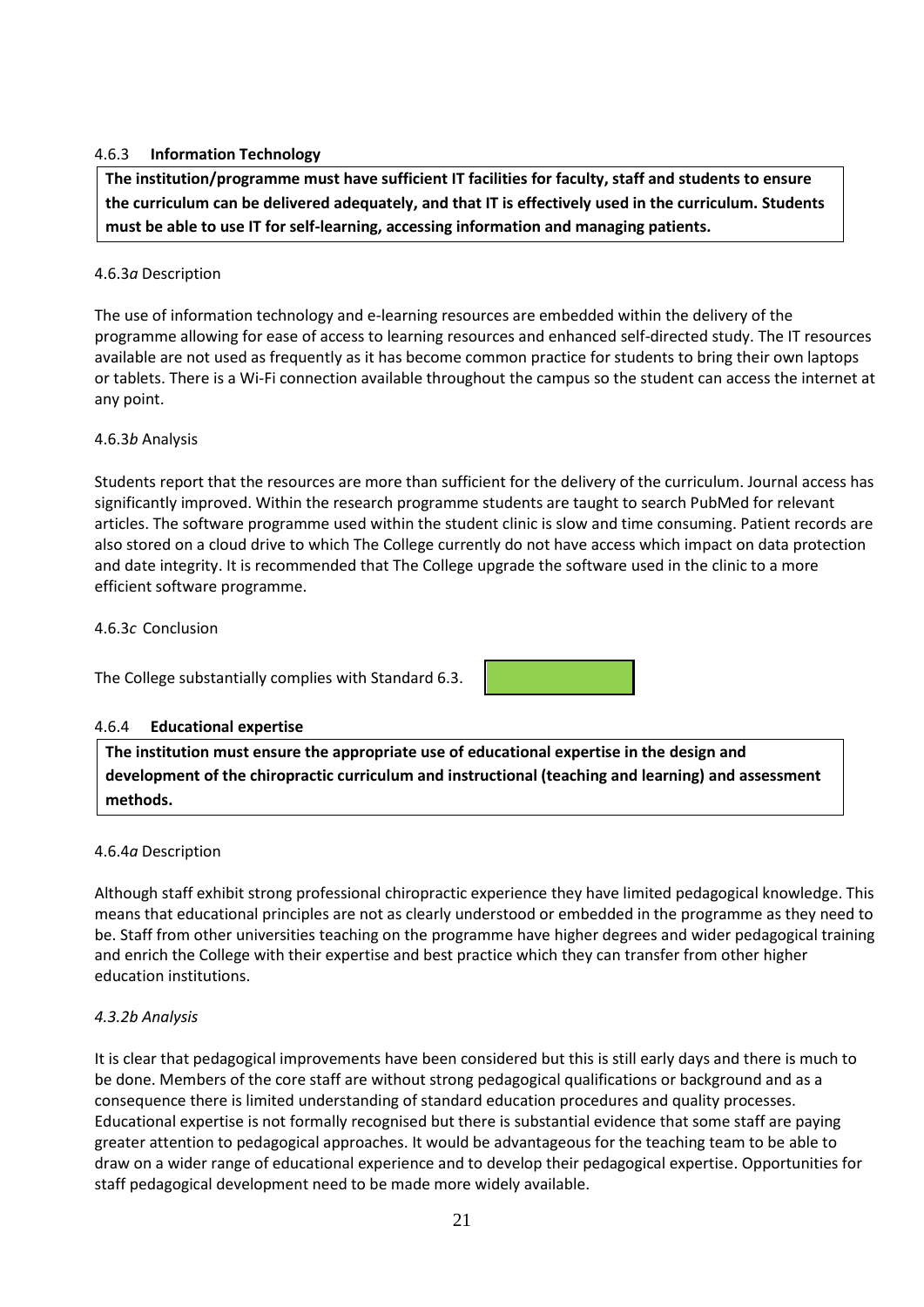#### 4.6.3 **Information Technology**

**The institution/programme must have sufficient IT facilities for faculty, staff and students to ensure the curriculum can be delivered adequately, and that IT is effectively used in the curriculum. Students must be able to use IT for self-learning, accessing information and managing patients.**

4.6.3*a* Description

The use of information technology and e-learning resources are embedded within the delivery of the programme allowing for ease of access to learning resources and enhanced self-directed study. The IT resources available are not used as frequently as it has become common practice for students to bring their own laptops or tablets. There is a Wi-Fi connection available throughout the campus so the student can access the internet at any point.

4.6.3*b* Analysis

Students report that the resources are more than sufficient for the delivery of the curriculum. Journal access has significantly improved. Within the research programme students are taught to search PubMed for relevant articles. The software programme used within the student clinic is slow and time consuming. Patient records are also stored on a cloud drive to which The College currently do not have access which impact on data protection and date integrity. It is recommended that The College upgrade the software used in the clinic to a more efficient software programme.

4.6.3*c* Conclusion

The College substantially complies with Standard 6.3.

#### 4.6.4 **Educational expertise**

**The institution must ensure the appropriate use of educational expertise in the design and development of the chiropractic curriculum and instructional (teaching and learning) and assessment methods.**

4.6.4*a* Description

Although staff exhibit strong professional chiropractic experience they have limited pedagogical knowledge. This means that educational principles are not as clearly understood or embedded in the programme as they need to be. Staff from other universities teaching on the programme have higher degrees and wider pedagogical training and enrich the College with their expertise and best practice which they can transfer from other higher education institutions.

*4.3.2b Analysis*

It is clear that pedagogical improvements have been considered but this is still early days and there is much to be done. Members of the core staff are without strong pedagogical qualifications or background and as a consequence there is limited understanding of standard education procedures and quality processes. Educational expertise is not formally recognised but there is substantial evidence that some staff are paying greater attention to pedagogical approaches. It would be advantageous for the teaching team to be able to draw on a wider range of educational experience and to develop their pedagogical expertise. Opportunities for staff pedagogical development need to be made more widely available.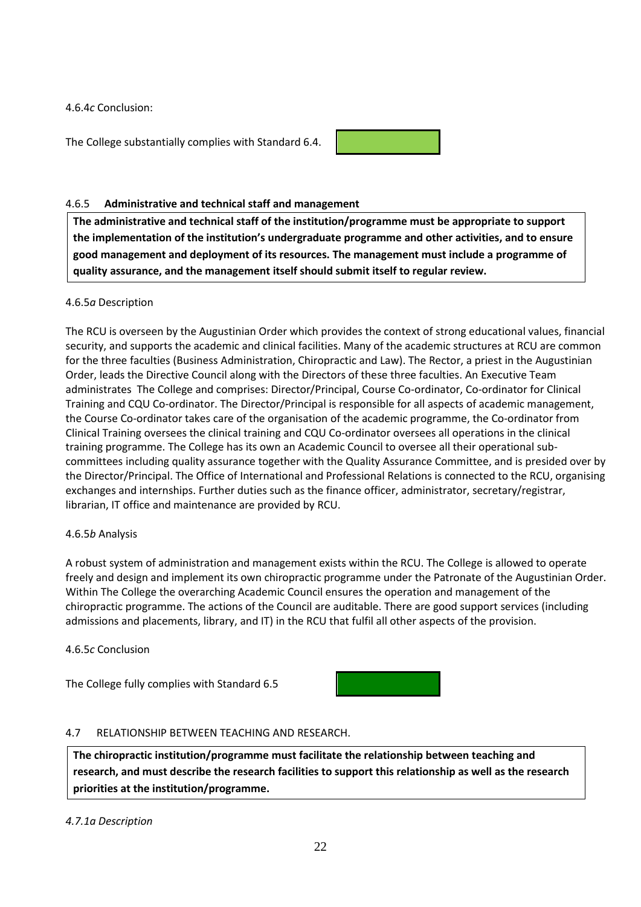4.6.4*c* Conclusion:

The College substantially complies with Standard 6.4.

#### 4.6.5 **Administrative and technical staff and management**

**The administrative and technical staff of the institution/programme must be appropriate to support the implementation of the institution's undergraduate programme and other activities, and to ensure good management and deployment of its resources. The management must include a programme of quality assurance, and the management itself should submit itself to regular review.**

4.6.5*a* Description

The RCU is overseen by the Augustinian Order which provides the context of strong educational values, financial security, and supports the academic and clinical facilities. Many of the academic structures at RCU are common for the three faculties (Business Administration, Chiropractic and Law). The Rector, a priest in the Augustinian Order, leads the Directive Council along with the Directors of these three faculties. An Executive Team administrates The College and comprises: Director/Principal, Course Co-ordinator, Co-ordinator for Clinical Training and CQU Co-ordinator. The Director/Principal is responsible for all aspects of academic management, the Course Co-ordinator takes care of the organisation of the academic programme, the Co-ordinator from Clinical Training oversees the clinical training and CQU Co-ordinator oversees all operations in the clinical training programme. The College has its own an Academic Council to oversee all their operational sub-committees including quality assurance together with the Quality Assurance Committee, and is presided over by the Director/Principal. The Office of International and Professional Relations is connected to the RCU, organising exchanges and internships. Further duties such as the finance officer, administrator, secretary/registrar, librarian, IT office and maintenance are provided by RCU.

4.6.5*b* Analysis

A robust system of administration and management exists within the RCU. The College is allowed to operate freely and design and implement its own chiropractic programme under the Patronate of the Augustinian Order. Within The College the overarching Academic Council ensures the operation and management of the chiropractic programme. The actions of the Council are auditable. There are good support services (including admissions and placements, library, and IT) in the RCU that fulfil all other aspects of the provision.

4.6.5*c* Conclusion

The College fully complies with Standard 6.5

### 4.7 RELATIONSHIP BETWEEN TEACHING AND RESEARCH.

**The chiropractic institution/programme must facilitate the relationship between teaching and research, and must describe the research facilities to support this relationship as well as the research priorities at the institution/programme.**

*4.7.1a Description*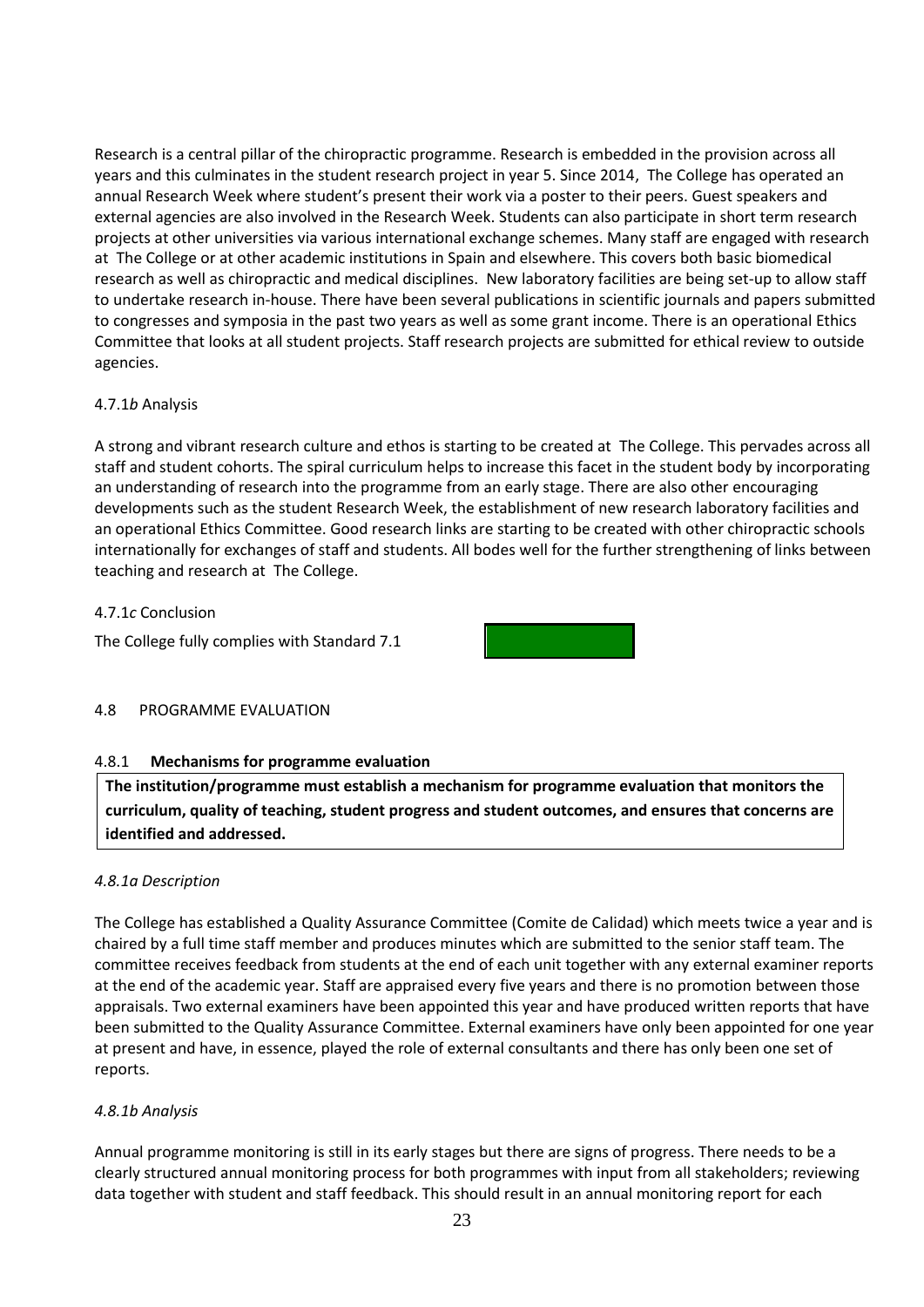Research is a central pillar of the chiropractic programme. Research is embedded in the provision across all years and this culminates in the student research project in year 5. Since 2014, The College has operated an annual Research Week where student's present their work via a poster to their peers. Guest speakers and external agencies are also involved in the Research Week. Students can also participate in short term research projects at other universities via various international exchange schemes. Many staff are engaged with research at The College or at other academic institutions in Spain and elsewhere. This covers both basic biomedical research as well as chiropractic and medical disciplines. New laboratory facilities are being set-up to allow staff to undertake research in-house. There have been several publications in scientific journals and papers submitted to congresses and symposia in the past two years as well as some grant income. There is an operational Ethics Committee that looks at all student projects. Staff research projects are submitted for ethical review to outside agencies.

4.7.1*b* Analysis

A strong and vibrant research culture and ethos is starting to be created at The College. This pervades across all staff and student cohorts. The spiral curriculum helps to increase this facet in the student body by incorporating an understanding of research into the programme from an early stage. There are also other encouraging developments such as the student Research Week, the establishment of new research laboratory facilities and an operational Ethics Committee. Good research links are starting to be created with other chiropractic schools internationally for exchanges of staff and students. All bodes well for the further strengthening of links between teaching and research at The College.

4.7.1*c* Conclusion

The College fully complies with Standard 7.1

4.8 PROGRAMME EVALUATION

4.8.1 **Mechanisms for programme evaluation**

**The institution/programme must establish a mechanism for programme evaluation that monitors the curriculum, quality of teaching, student progress and student outcomes, and ensures that concerns are identified and addressed.**

*4.8.1a Description*

The College has established a Quality Assurance Committee (Comite de Calidad) which meets twice a year and is chaired by a full time staff member and produces minutes which are submitted to the senior staff team. The committee receives feedback from students at the end of each unit together with any external examiner reports at the end of the academic year. Staff are appraised every five years and there is no promotion between those appraisals. Two external examiners have been appointed this year and have produced written reports that have been submitted to the Quality Assurance Committee. External examiners have only been appointed for one year at present and have, in essence, played the role of external consultants and there has only been one set of reports.

*4.8.1b Analysis*

Annual programme monitoring is still in its early stages but there are signs of progress. There needs to be a clearly structured annual monitoring process for both programmes with input from all stakeholders; reviewing data together with student and staff feedback. This should result in an annual monitoring report for each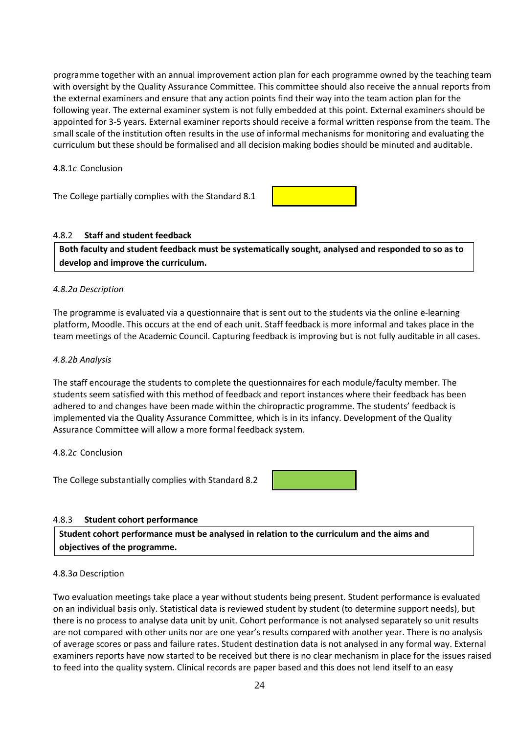programme together with an annual improvement action plan for each programme owned by the teaching team with oversight by the Quality Assurance Committee. This committee should also receive the annual reports from the external examiners and ensure that any action points find their way into the team action plan for the following year. The external examiner system is not fully embedded at this point. External examiners should be appointed for 3-5 years. External examiner reports should receive a formal written response from the team. The small scale of the institution often results in the use of informal mechanisms for monitoring and evaluating the curriculum but these should be formalised and all decision making bodies should be minuted and auditable.

4.8.1*c* Conclusion

The College partially complies with the Standard 8.1

#### 4.8.2 **Staff and student feedback**

**Both faculty and student feedback must be systematically sought, analysed and responded to so as to develop and improve the curriculum.**

*4.8.2a Description*

The programme is evaluated via a questionnaire that is sent out to the students via the online e-learning platform, Moodle. This occurs at the end of each unit. Staff feedback is more informal and takes place in the team meetings of the Academic Council. Capturing feedback is improving but is not fully auditable in all cases.

*4.8.2b Analysis*

The staff encourage the students to complete the questionnaires for each module/faculty member. The students seem satisfied with this method of feedback and report instances where their feedback has been adhered to and changes have been made within the chiropractic programme. The students' feedback is implemented via the Quality Assurance Committee, which is in its infancy. Development of the Quality Assurance Committee will allow a more formal feedback system.

4.8.2*c* Conclusion

The College substantially complies with Standard 8.2

#### 4.8.3 **Student cohort performance**

**Student cohort performance must be analysed in relation to the curriculum and the aims and objectives of the programme.**

4.8.3*a* Description

Two evaluation meetings take place a year without students being present. Student performance is evaluated on an individual basis only. Statistical data is reviewed student by student (to determine support needs), but there is no process to analyse data unit by unit. Cohort performance is not analysed separately so unit results are not compared with other units nor are one year's results compared with another year. There is no analysis of average scores or pass and failure rates. Student destination data is not analysed in any formal way. External examiners reports have now started to be received but there is no clear mechanism in place for the issues raised to feed into the quality system. Clinical records are paper based and this does not lend itself to an easy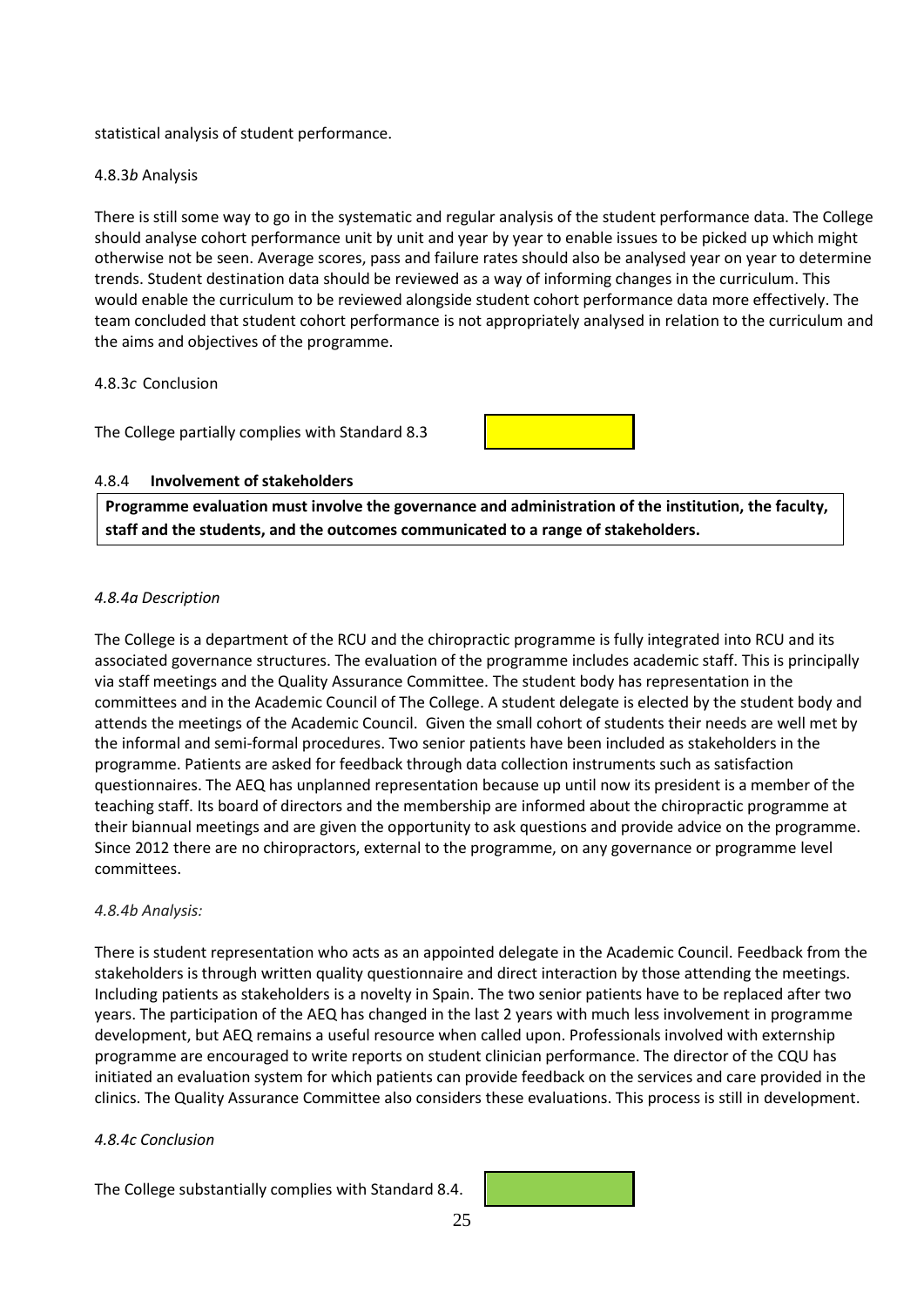statistical analysis of student performance.

4.8.3*b* Analysis

There is still some way to go in the systematic and regular analysis of the student performance data. The College should analyse cohort performance unit by unit and year by year to enable issues to be picked up which might otherwise not be seen. Average scores, pass and failure rates should also be analysed year on year to determine trends. Student destination data should be reviewed as a way of informing changes in the curriculum. This would enable the curriculum to be reviewed alongside student cohort performance data more effectively. The team concluded that student cohort performance is not appropriately analysed in relation to the curriculum and the aims and objectives of the programme.

4.8.3*c* Conclusion

The College partially complies with Standard 8.3

#### 4.8.4 **Involvement of stakeholders**

**Programme evaluation must involve the governance and administration of the institution, the faculty, staff and the students, and the outcomes communicated to a range of stakeholders.**

*4.8.4a Description*

The College is a department of the RCU and the chiropractic programme is fully integrated into RCU and its associated governance structures. The evaluation of the programme includes academic staff. This is principally via staff meetings and the Quality Assurance Committee. The student body has representation in the committees and in the Academic Council of The College. A student delegate is elected by the student body and attends the meetings of the Academic Council. Given the small cohort of students their needs are well met by the informal and semi-formal procedures. Two senior patients have been included as stakeholders in the programme. Patients are asked for feedback through data collection instruments such as satisfaction questionnaires. The AEQ has unplanned representation because up until now its president is a member of the teaching staff. Its board of directors and the membership are informed about the chiropractic programme at their biannual meetings and are given the opportunity to ask questions and provide advice on the programme. Since 2012 there are no chiropractors, external to the programme, on any governance or programme level committees.

*4.8.4b Analysis:*

There is student representation who acts as an appointed delegate in the Academic Council. Feedback from the stakeholders is through written quality questionnaire and direct interaction by those attending the meetings. Including patients as stakeholders is a novelty in Spain. The two senior patients have to be replaced after two years. The participation of the AEQ has changed in the last 2 years with much less involvement in programme development, but AEQ remains a useful resource when called upon. Professionals involved with externship programme are encouraged to write reports on student clinician performance. The director of the CQU has initiated an evaluation system for which patients can provide feedback on the services and care provided in the clinics. The Quality Assurance Committee also considers these evaluations. This process is still in development.

*4.8.4c Conclusion*

The College substantially complies with Standard 8.4.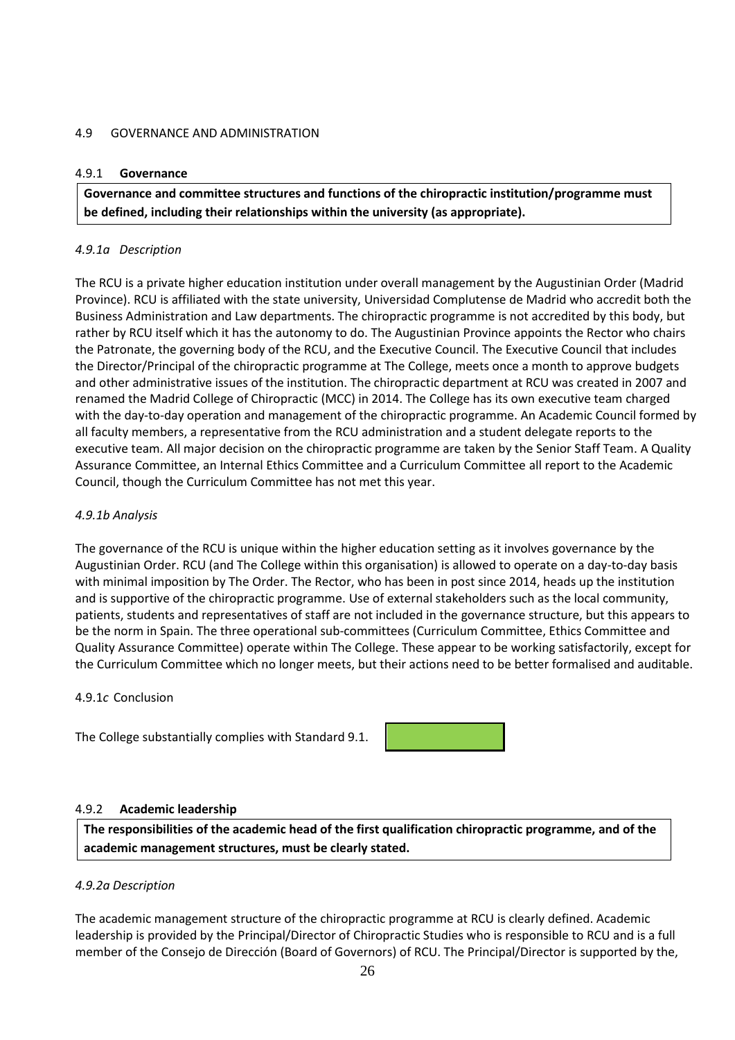## 4.9 GOVERNANCE AND ADMINISTRATION

### 4.9.1 **Governance**

**Governance and committee structures and functions of the chiropractic institution/programme must be defined, including their relationships within the university (as appropriate).**

*4.9.1a Description*

The RCU is a private higher education institution under overall management by the Augustinian Order (Madrid Province). RCU is affiliated with the state university, Universidad Complutense de Madrid who accredit both the Business Administration and Law departments. The chiropractic programme is not accredited by this body, but rather by RCU itself which it has the autonomy to do. The Augustinian Province appoints the Rector who chairs the Patronate, the governing body of the RCU, and the Executive Council. The Executive Council that includes the Director/Principal of the chiropractic programme at The College, meets once a month to approve budgets and other administrative issues of the institution. The chiropractic department at RCU was created in 2007 and renamed the Madrid College of Chiropractic (MCC) in 2014. The College has its own executive team charged with the day-to-day operation and management of the chiropractic programme. An Academic Council formed by all faculty members, a representative from the RCU administration and a student delegate reports to the executive team. All major decision on the chiropractic programme are taken by the Senior Staff Team. A Quality Assurance Committee, an Internal Ethics Committee and a Curriculum Committee all report to the Academic Council, though the Curriculum Committee has not met this year.

*4.9.1b Analysis*

The governance of the RCU is unique within the higher education setting as it involves governance by the Augustinian Order. RCU (and The College within this organisation) is allowed to operate on a day-to-day basis with minimal imposition by The Order. The Rector, who has been in post since 2014, heads up the institution and is supportive of the chiropractic programme. Use of external stakeholders such as the local community, patients, students and representatives of staff are not included in the governance structure, but this appears to be the norm in Spain. The three operational sub-committees (Curriculum Committee, Ethics Committee and Quality Assurance Committee) operate within The College. These appear to be working satisfactorily, except for the Curriculum Committee which no longer meets, but their actions need to be better formalised and auditable.

4.9.1*c* Conclusion

The College substantially complies with Standard 9.1.

### 4.9.2 **Academic leadership**

**The responsibilities of the academic head of the first qualification chiropractic programme, and of the academic management structures, must be clearly stated.**

*4.9.2a Description*

The academic management structure of the chiropractic programme at RCU is clearly defined. Academic leadership is provided by the Principal/Director of Chiropractic Studies who is responsible to RCU and is a full member of the Consejo de Dirección (Board of Governors) of RCU. The Principal/Director is supported by the,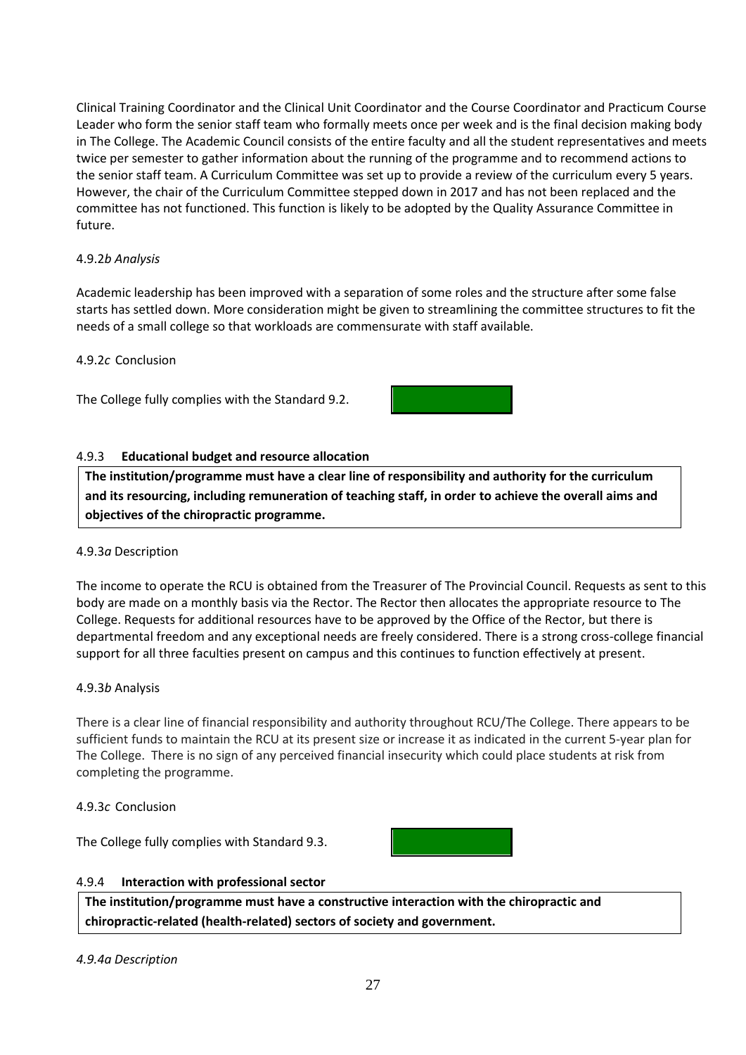Clinical Training Coordinator and the Clinical Unit Coordinator and the Course Coordinator and Practicum Course Leader who form the senior staff team who formally meets once per week and is the final decision making body in The College. The Academic Council consists of the entire faculty and all the student representatives and meets twice per semester to gather information about the running of the programme and to recommend actions to the senior staff team. A Curriculum Committee was set up to provide a review of the curriculum every 5 years. However, the chair of the Curriculum Committee stepped down in 2017 and has not been replaced and the committee has not functioned. This function is likely to be adopted by the Quality Assurance Committee in future.

4.9.2*b Analysis*

Academic leadership has been improved with a separation of some roles and the structure after some false starts has settled down. More consideration might be given to streamlining the committee structures to fit the needs of a small college so that workloads are commensurate with staff available.

4.9.2*c* Conclusion

The College fully complies with the Standard 9.2.

#### 4.9.3 **Educational budget and resource allocation**

**The institution/programme must have a clear line of responsibility and authority for the curriculum and its resourcing, including remuneration of teaching staff, in order to achieve the overall aims and objectives of the chiropractic programme.**

4.9.3*a* Description

The income to operate the RCU is obtained from the Treasurer of The Provincial Council. Requests as sent to this body are made on a monthly basis via the Rector. The Rector then allocates the appropriate resource to The College. Requests for additional resources have to be approved by the Office of the Rector, but there is departmental freedom and any exceptional needs are freely considered. There is a strong cross-college financial support for all three faculties present on campus and this continues to function effectively at present.

4.9.3*b* Analysis

There is a clear line of financial responsibility and authority throughout RCU/The College. There appears to be sufficient funds to maintain the RCU at its present size or increase it as indicated in the current 5-year plan for The College. There is no sign of any perceived financial insecurity which could place students at risk from completing the programme.

4.9.3*c* Conclusion

The College fully complies with Standard 9.3.

#### 4.9.4 **Interaction with professional sector**

**The institution/programme must have a constructive interaction with the chiropractic and chiropractic-related (health-related) sectors of society and government.**

*4.9.4a Description*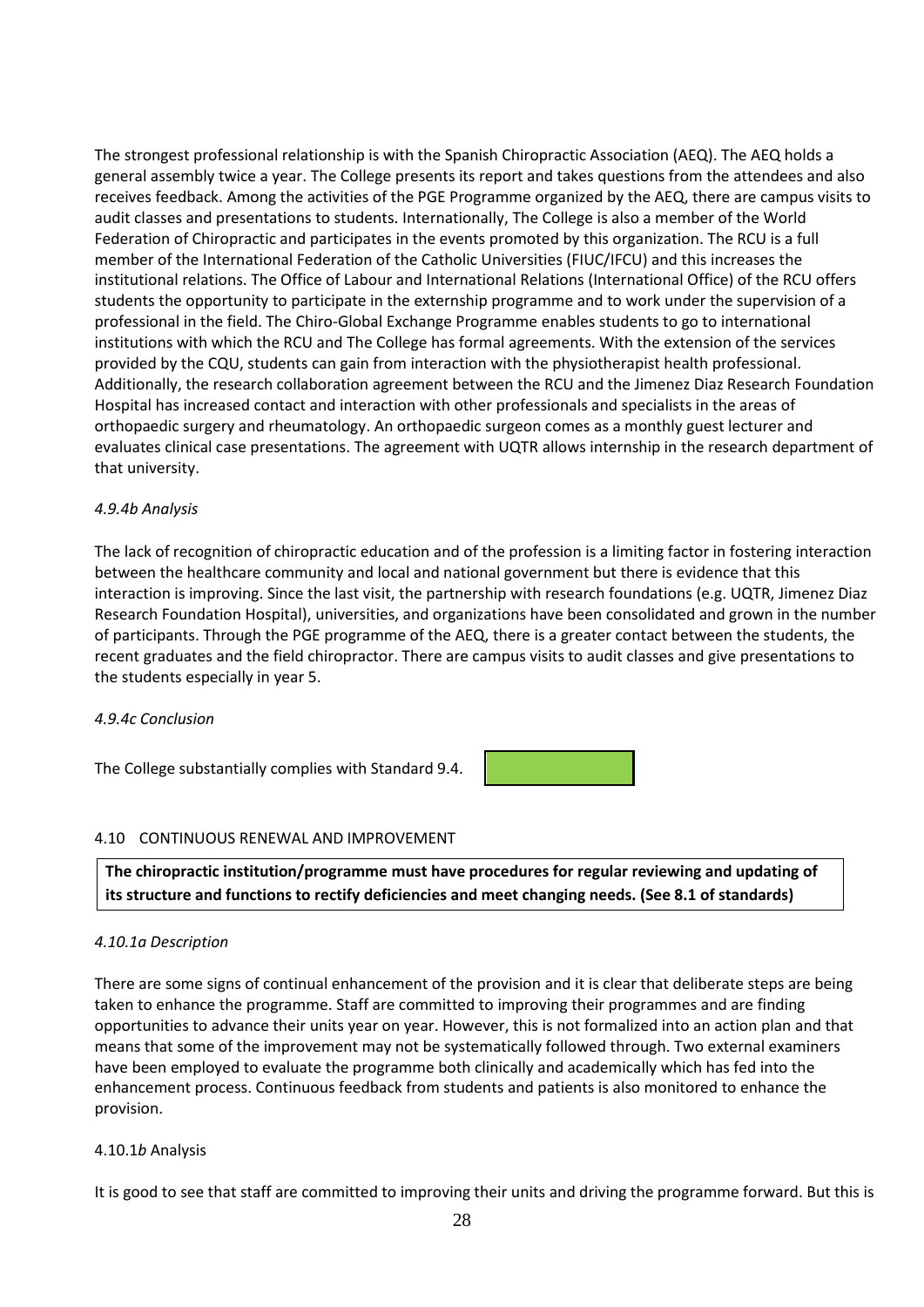The strongest professional relationship is with the Spanish Chiropractic Association (AEQ). The AEQ holds a general assembly twice a year. The College presents its report and takes questions from the attendees and also receives feedback. Among the activities of the PGE Programme organized by the AEQ, there are campus visits to audit classes and presentations to students. Internationally, The College is also a member of the World Federation of Chiropractic and participates in the events promoted by this organization. The RCU is a full member of the International Federation of the Catholic Universities (FIUC/IFCU) and this increases the institutional relations. The Office of Labour and International Relations (International Office) of the RCU offers students the opportunity to participate in the externship programme and to work under the supervision of a professional in the field. The Chiro-Global Exchange Programme enables students to go to international institutions with which the RCU and The College has formal agreements. With the extension of the services provided by the CQU, students can gain from interaction with the physiotherapist health professional. Additionally, the research collaboration agreement between the RCU and the Jimenez Diaz Research Foundation Hospital has increased contact and interaction with other professionals and specialists in the areas of orthopaedic surgery and rheumatology. An orthopaedic surgeon comes as a monthly guest lecturer and evaluates clinical case presentations. The agreement with UQTR allows internship in the research department of that university.

*4.9.4b Analysis*

The lack of recognition of chiropractic education and of the profession is a limiting factor in fostering interaction between the healthcare community and local and national government but there is evidence that this interaction is improving. Since the last visit, the partnership with research foundations (e.g. UQTR, Jimenez Diaz Research Foundation Hospital), universities, and organizations have been consolidated and grown in the number of participants. Through the PGE programme of the AEQ, there is a greater contact between the students, the recent graduates and the field chiropractor. There are campus visits to audit classes and give presentations to the students especially in year 5.

*4.9.4c Conclusion*

The College substantially complies with Standard 9.4.

4.10 CONTINUOUS RENEWAL AND IMPROVEMENT

**The chiropractic institution/programme must have procedures for regular reviewing and updating of its structure and functions to rectify deficiencies and meet changing needs. (See 8.1 of standards)**

*4.10.1a Description*

There are some signs of continual enhancement of the provision and it is clear that deliberate steps are being taken to enhance the programme. Staff are committed to improving their programmes and are finding opportunities to advance their units year on year. However, this is not formalized into an action plan and that means that some of the improvement may not be systematically followed through. Two external examiners have been employed to evaluate the programme both clinically and academically which has fed into the enhancement process. Continuous feedback from students and patients is also monitored to enhance the provision.

4.10.1*b* Analysis

It is good to see that staff are committed to improving their units and driving the programme forward. But this is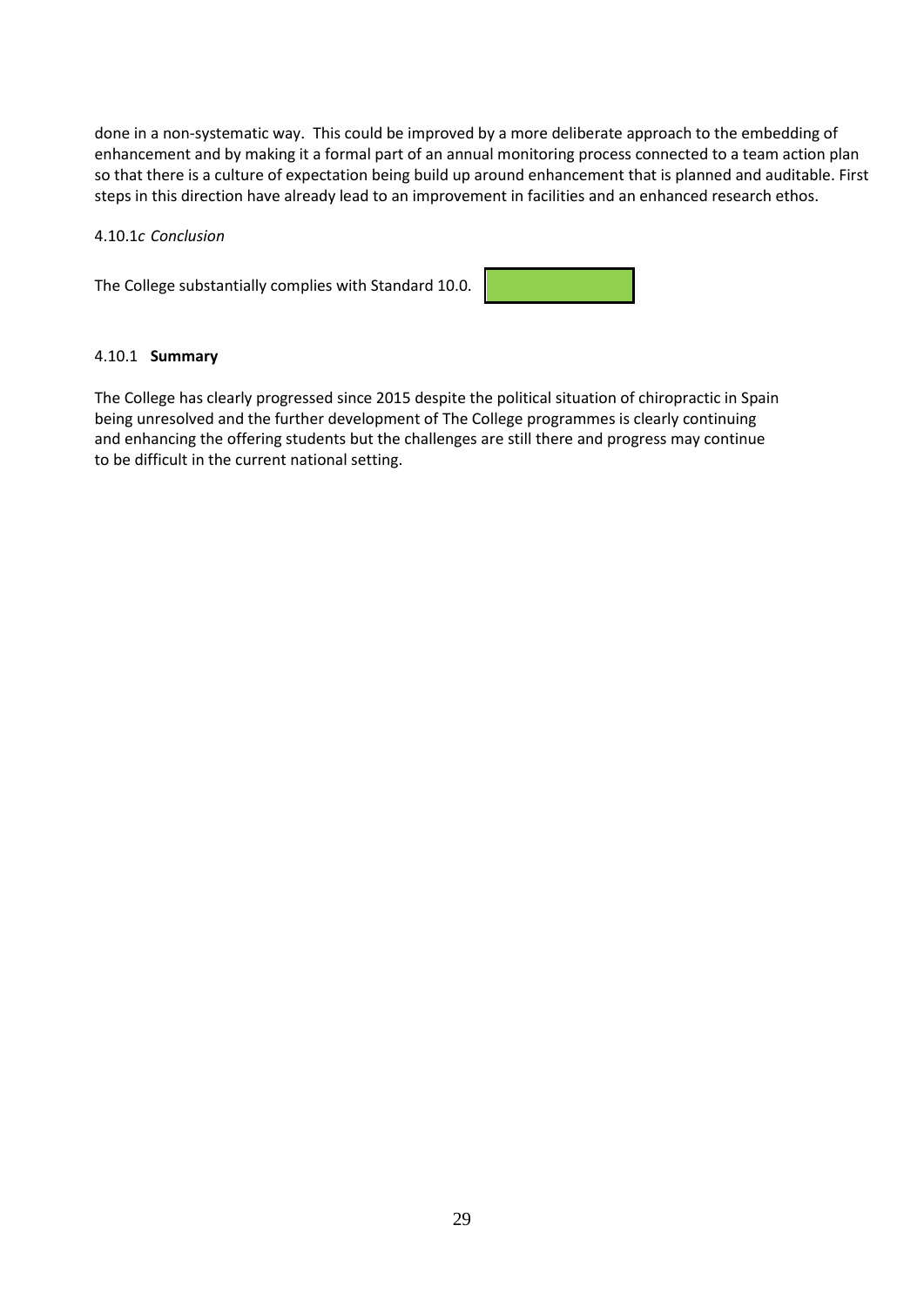done in a non-systematic way. This could be improved by a more deliberate approach to the embedding of enhancement and by making it a formal part of an annual monitoring process connected to a team action plan so that there is a culture of expectation being build up around enhancement that is planned and auditable. First steps in this direction have already lead to an improvement in facilities and an enhanced research ethos.

4.10.1*c Conclusion*

The College substantially complies with Standard 10.0.

4.10.1 **Summary**

The College has clearly progressed since 2015 despite the political situation of chiropractic in Spain being unresolved and the further development of The College programmes is clearly continuing and enhancing the offering students but the challenges are still there and progress may continue to be difficult in the current national setting.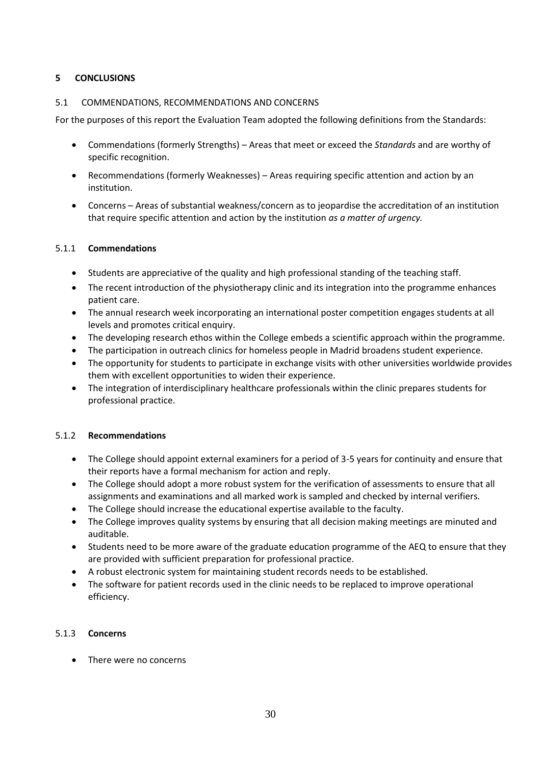# 5 CONCLUSIONS

## 5.1 COMMENDATIONS, RECOMMENDATIONS AND CONCERNS

For the purposes of this report the Evaluation Team adopted the following definitions from the Standards:

- Commendations (formerly Strengths) – Areas that meet or exceed the *Standards* and are worthy of specific recognition.
- Recommendations (formerly Weaknesses) – Areas requiring specific attention and action by an institution.
- Concerns – Areas of substantial weakness/concern as to jeopardise the accreditation of an institution that require specific attention and action by the institution *as a matter of urgency.*

### 5.1.1 Commendations

- Students are appreciative of the quality and high professional standing of the teaching staff.
- The recent introduction of the physiotherapy clinic and its integration into the programme enhances patient care.
- The annual research week incorporating an international poster competition engages students at all levels and promotes critical enquiry.
- The developing research ethos within the College embeds a scientific approach within the programme.
- The participation in outreach clinics for homeless people in Madrid broadens student experience.
- The opportunity for students to participate in exchange visits with other universities worldwide provides them with excellent opportunities to widen their experience.
- The integration of interdisciplinary healthcare professionals within the clinic prepares students for professional practice.

### 5.1.2 Recommendations

- The College should appoint external examiners for a period of 3-5 years for continuity and ensure that their reports have a formal mechanism for action and reply.
- The College should adopt a more robust system for the verification of assessments to ensure that all assignments and examinations and all marked work is sampled and checked by internal verifiers.
- The College should increase the educational expertise available to the faculty.
- The College improves quality systems by ensuring that all decision making meetings are minuted and auditable.
- Students need to be more aware of the graduate education programme of the AEQ to ensure that they are provided with sufficient preparation for professional practice.
- A robust electronic system for maintaining student records needs to be established.
- The software for patient records used in the clinic needs to be replaced to improve operational efficiency.

### 5.1.3 Concerns

- There were no concerns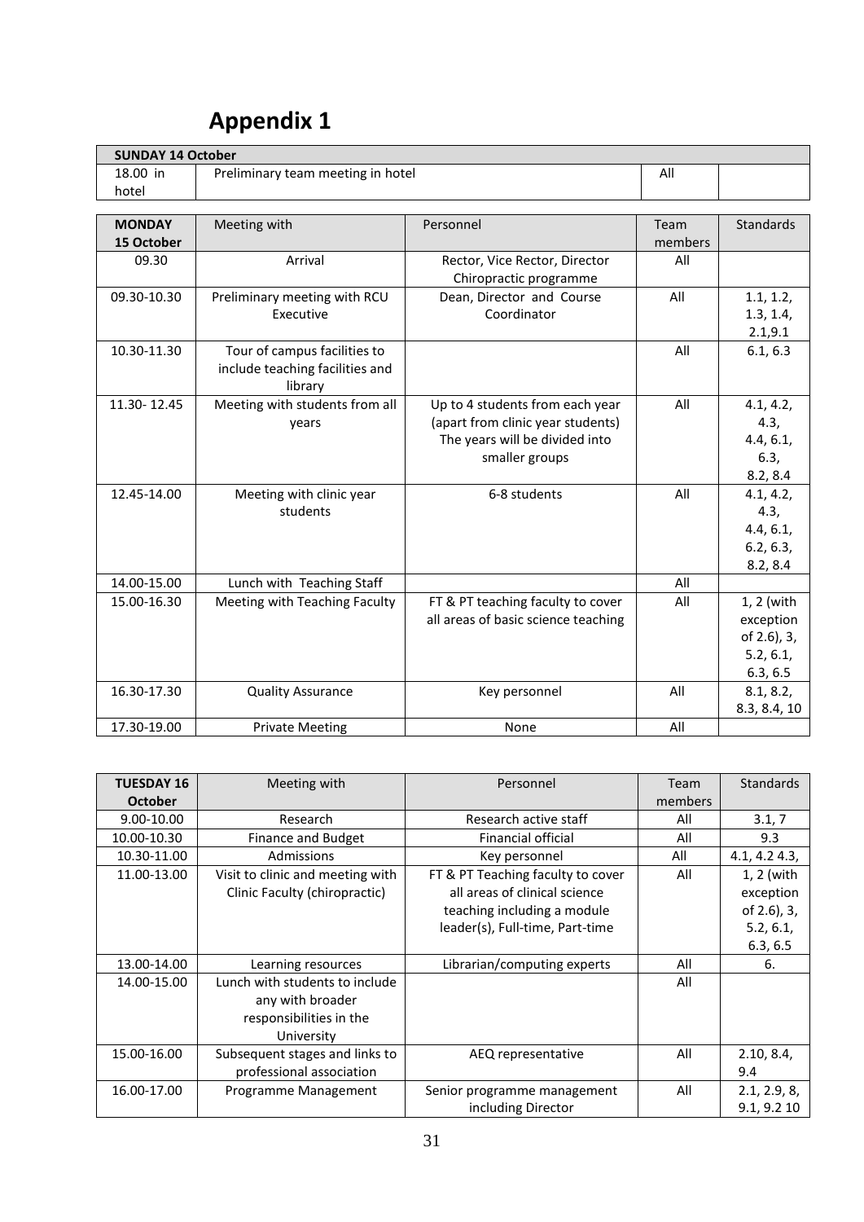# Appendix 1

| SUNDAY 14 October | | | |
|---|---|---|---|
| 18.00 in hotel | Preliminary team meeting in hotel | All | |

| MONDAY 15 October | Meeting with | Personnel | Team members | Standards |
|---|---|---|---|---|
| 09.30 | Arrival | Rector, Vice Rector, Director Chiropractic programme | All | |
| 09.30-10.30 | Preliminary meeting with RCU Executive | Dean, Director and Course Coordinator | All | 1.1, 1.2, 1.3, 1.4, 2.1,9.1 |
| 10.30-11.30 | Tour of campus facilities to include teaching facilities and library | | All | 6.1, 6.3 |
| 11.30- 12.45 | Meeting with students from all years | Up to 4 students from each year (apart from clinic year students) The years will be divided into smaller groups | All | 4.1, 4.2, 4.3, 4.4, 6.1, 6.3, 8.2, 8.4 |
| 12.45-14.00 | Meeting with clinic year students | 6-8 students | All | 4.1, 4.2, 4.3, 4.4, 6.1, 6.2, 6.3, 8.2, 8.4 |
| 14.00-15.00 | Lunch with Teaching Staff | | All | |
| 15.00-16.30 | Meeting with Teaching Faculty | FT & PT teaching faculty to cover all areas of basic science teaching | All | 1, 2 (with exception of 2.6), 3, 5.2, 6.1, 6.3, 6.5 |
| 16.30-17.30 | Quality Assurance | Key personnel | All | 8.1, 8.2, 8.3, 8.4, 10 |
| 17.30-19.00 | Private Meeting | None | All | |

| TUESDAY 16 October | Meeting with | Personnel | Team members | Standards |
|---|---|---|---|---|
| 9.00-10.00 | Research | Research active staff | All | 3.1, 7 |
| 10.00-10.30 | Finance and Budget | Financial official | All | 9.3 |
| 10.30-11.00 | Admissions | Key personnel | All | 4.1, 4.2 4.3, |
| 11.00-13.00 | Visit to clinic and meeting with Clinic Faculty (chiropractic) | FT & PT Teaching faculty to cover all areas of clinical science teaching including a module leader(s), Full-time, Part-time | All | 1, 2 (with exception of 2.6), 3, 5.2, 6.1, 6.3, 6.5 |
| 13.00-14.00 | Learning resources | Librarian/computing experts | All | 6. |
| 14.00-15.00 | Lunch with students to include any with broader responsibilities in the University | | All | |
| 15.00-16.00 | Subsequent stages and links to professional association | AEQ representative | All | 2.10, 8.4, 9.4 |
| 16.00-17.00 | Programme Management | Senior programme management including Director | All | 2.1, 2.9, 8, 9.1, 9.2 10 |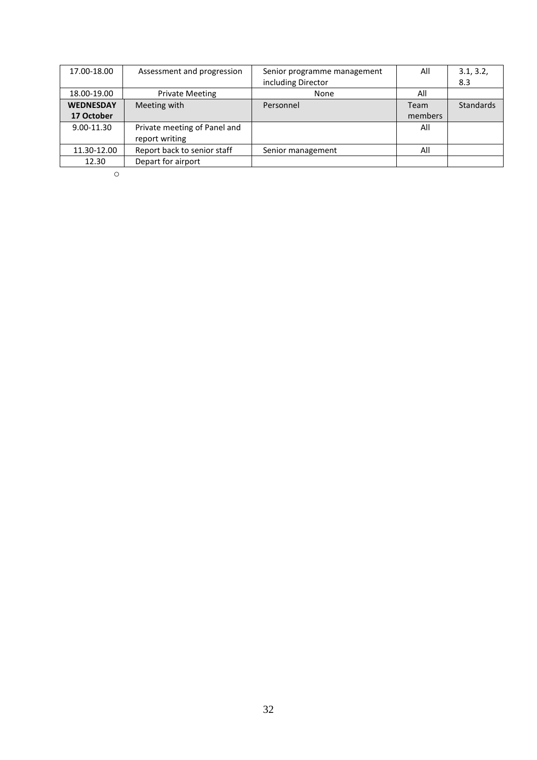| | | | | |
|---|---|---|---|---|
| 17.00-18.00 | Assessment and progression | Senior programme management including Director | All | 3.1, 3.2, 8.3 |
| 18.00-19.00 | Private Meeting | None | All | |
| **WEDNESDAY 17 October** | Meeting with | Personnel | Team members | Standards |
| 9.00-11.30 | Private meeting of Panel and report writing | | All | |
| 11.30-12.00 | Report back to senior staff | Senior management | All | |
| 12.30 | Depart for airport | | | |

o